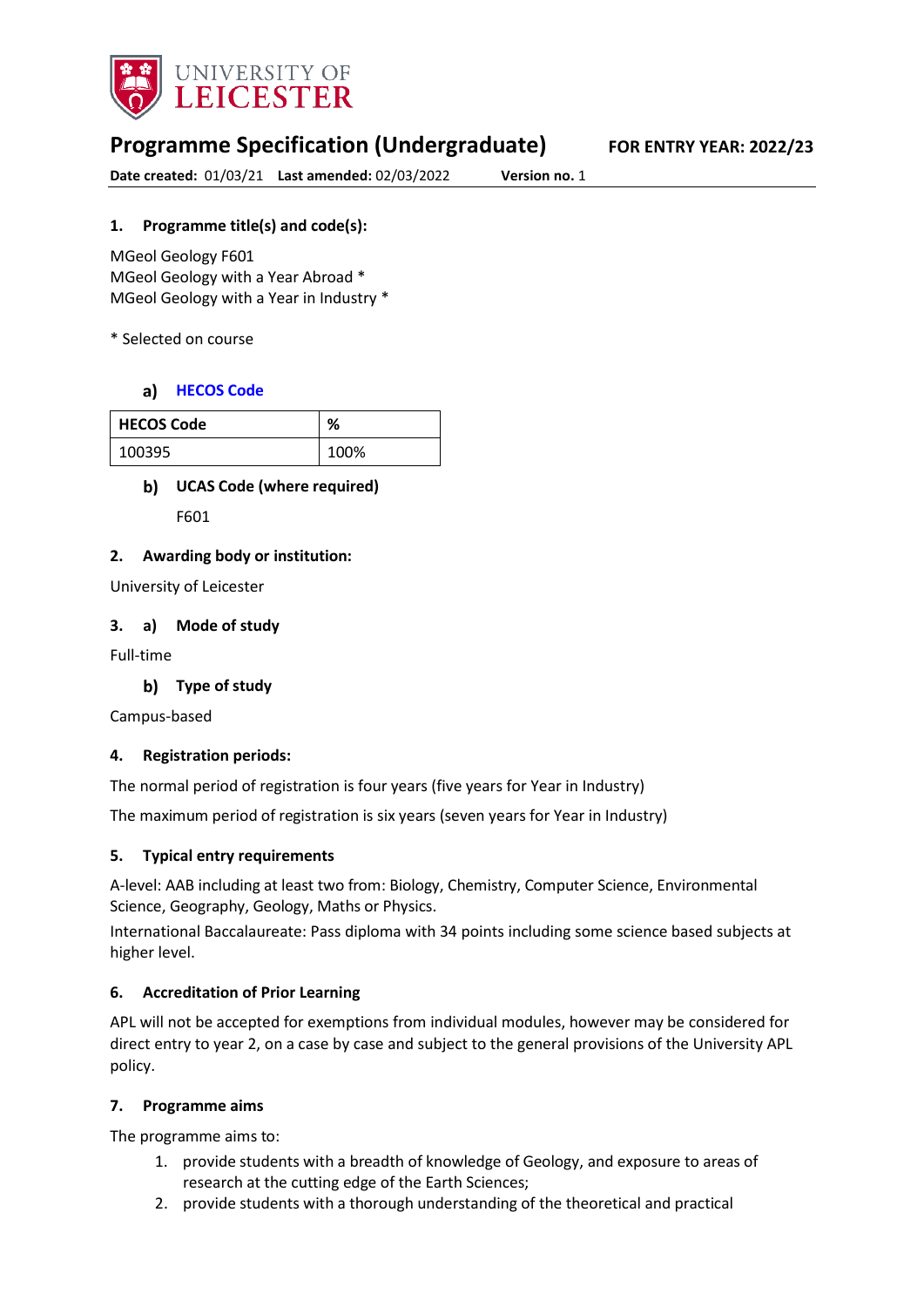UNIVERSITY OF LEICESTER

# Programme Specification (Undergraduate)

**FOR ENTRY YEAR: 2022/23**

**Date created:** 01/03/21 **Last amended:** 02/03/2022 **Version no.** 1

## 1. Programme title(s) and code(s):

MGeol Geology F601
MGeol Geology with a Year Abroad *
MGeol Geology with a Year in Industry *

* Selected on course

### a) HECOS Code

| HECOS Code | % |
|---|---|
| 100395 | 100% |

### b) UCAS Code (where required)

F601

## 2. Awarding body or institution:

University of Leicester

## 3. a) Mode of study

Full-time

### b) Type of study

Campus-based

## 4. Registration periods:

The normal period of registration is four years (five years for Year in Industry)

The maximum period of registration is six years (seven years for Year in Industry)

## 5. Typical entry requirements

A-level: AAB including at least two from: Biology, Chemistry, Computer Science, Environmental Science, Geography, Geology, Maths or Physics.

International Baccalaureate: Pass diploma with 34 points including some science based subjects at higher level.

## 6. Accreditation of Prior Learning

APL will not be accepted for exemptions from individual modules, however may be considered for direct entry to year 2, on a case by case and subject to the general provisions of the University APL policy.

## 7. Programme aims

The programme aims to:

1. provide students with a breadth of knowledge of Geology, and exposure to areas of research at the cutting edge of the Earth Sciences;
2. provide students with a thorough understanding of the theoretical and practical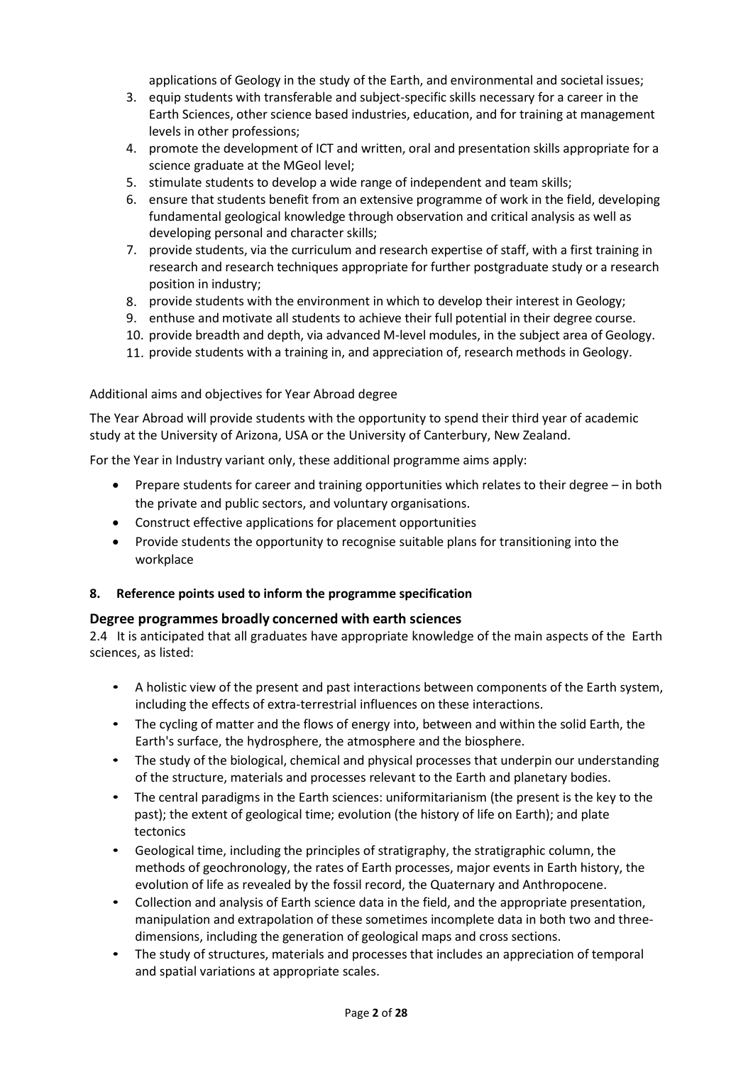applications of Geology in the study of the Earth, and environmental and societal issues;

3. equip students with transferable and subject-specific skills necessary for a career in the Earth Sciences, other science based industries, education, and for training at management levels in other professions;
4. promote the development of ICT and written, oral and presentation skills appropriate for a science graduate at the MGeol level;
5. stimulate students to develop a wide range of independent and team skills;
6. ensure that students benefit from an extensive programme of work in the field, developing fundamental geological knowledge through observation and critical analysis as well as developing personal and character skills;
7. provide students, via the curriculum and research expertise of staff, with a first training in research and research techniques appropriate for further postgraduate study or a research position in industry;
8. provide students with the environment in which to develop their interest in Geology;
9. enthuse and motivate all students to achieve their full potential in their degree course.
10. provide breadth and depth, via advanced M-level modules, in the subject area of Geology.
11. provide students with a training in, and appreciation of, research methods in Geology.

Additional aims and objectives for Year Abroad degree

The Year Abroad will provide students with the opportunity to spend their third year of academic study at the University of Arizona, USA or the University of Canterbury, New Zealand.

For the Year in Industry variant only, these additional programme aims apply:

- Prepare students for career and training opportunities which relates to their degree – in both the private and public sectors, and voluntary organisations.
- Construct effective applications for placement opportunities
- Provide students the opportunity to recognise suitable plans for transitioning into the workplace

**8. Reference points used to inform the programme specification**

### Degree programmes broadly concerned with earth sciences

2.4 It is anticipated that all graduates have appropriate knowledge of the main aspects of the Earth sciences, as listed:

- A holistic view of the present and past interactions between components of the Earth system, including the effects of extra-terrestrial influences on these interactions.
- The cycling of matter and the flows of energy into, between and within the solid Earth, the Earth's surface, the hydrosphere, the atmosphere and the biosphere.
- The study of the biological, chemical and physical processes that underpin our understanding of the structure, materials and processes relevant to the Earth and planetary bodies.
- The central paradigms in the Earth sciences: uniformitarianism (the present is the key to the past); the extent of geological time; evolution (the history of life on Earth); and plate tectonics
- Geological time, including the principles of stratigraphy, the stratigraphic column, the methods of geochronology, the rates of Earth processes, major events in Earth history, the evolution of life as revealed by the fossil record, the Quaternary and Anthropocene.
- Collection and analysis of Earth science data in the field, and the appropriate presentation, manipulation and extrapolation of these sometimes incomplete data in both two and three-dimensions, including the generation of geological maps and cross sections.
- The study of structures, materials and processes that includes an appreciation of temporal and spatial variations at appropriate scales.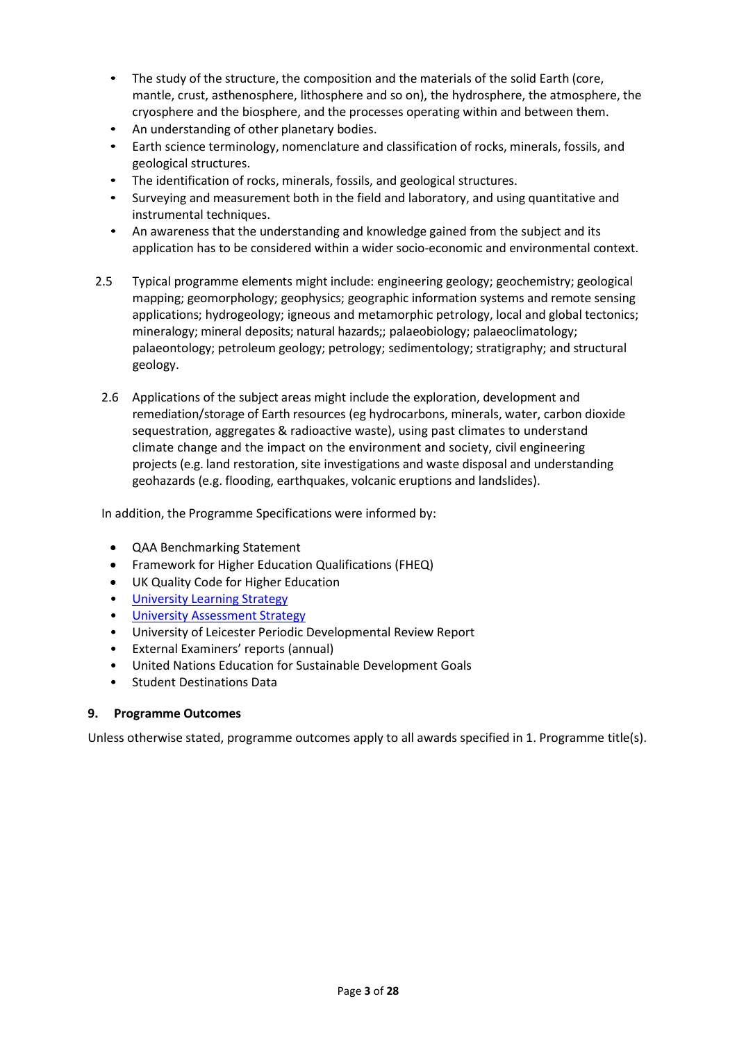- The study of the structure, the composition and the materials of the solid Earth (core, mantle, crust, asthenosphere, lithosphere and so on), the hydrosphere, the atmosphere, the cryosphere and the biosphere, and the processes operating within and between them.
- An understanding of other planetary bodies.
- Earth science terminology, nomenclature and classification of rocks, minerals, fossils, and geological structures.
- The identification of rocks, minerals, fossils, and geological structures.
- Surveying and measurement both in the field and laboratory, and using quantitative and instrumental techniques.
- An awareness that the understanding and knowledge gained from the subject and its application has to be considered within a wider socio-economic and environmental context.

2.5 Typical programme elements might include: engineering geology; geochemistry; geological mapping; geomorphology; geophysics; geographic information systems and remote sensing applications; hydrogeology; igneous and metamorphic petrology, local and global tectonics; mineralogy; mineral deposits; natural hazards;; palaeobiology; palaeoclimatology; palaeontology; petroleum geology; petrology; sedimentology; stratigraphy; and structural geology.

2.6 Applications of the subject areas might include the exploration, development and remediation/storage of Earth resources (eg hydrocarbons, minerals, water, carbon dioxide sequestration, aggregates & radioactive waste), using past climates to understand climate change and the impact on the environment and society, civil engineering projects (e.g. land restoration, site investigations and waste disposal and understanding geohazards (e.g. flooding, earthquakes, volcanic eruptions and landslides).

In addition, the Programme Specifications were informed by:

- QAA Benchmarking Statement
- Framework for Higher Education Qualifications (FHEQ)
- UK Quality Code for Higher Education
- University Learning Strategy
- University Assessment Strategy
- University of Leicester Periodic Developmental Review Report
- External Examiners' reports (annual)
- United Nations Education for Sustainable Development Goals
- Student Destinations Data

## 9. Programme Outcomes

Unless otherwise stated, programme outcomes apply to all awards specified in 1. Programme title(s).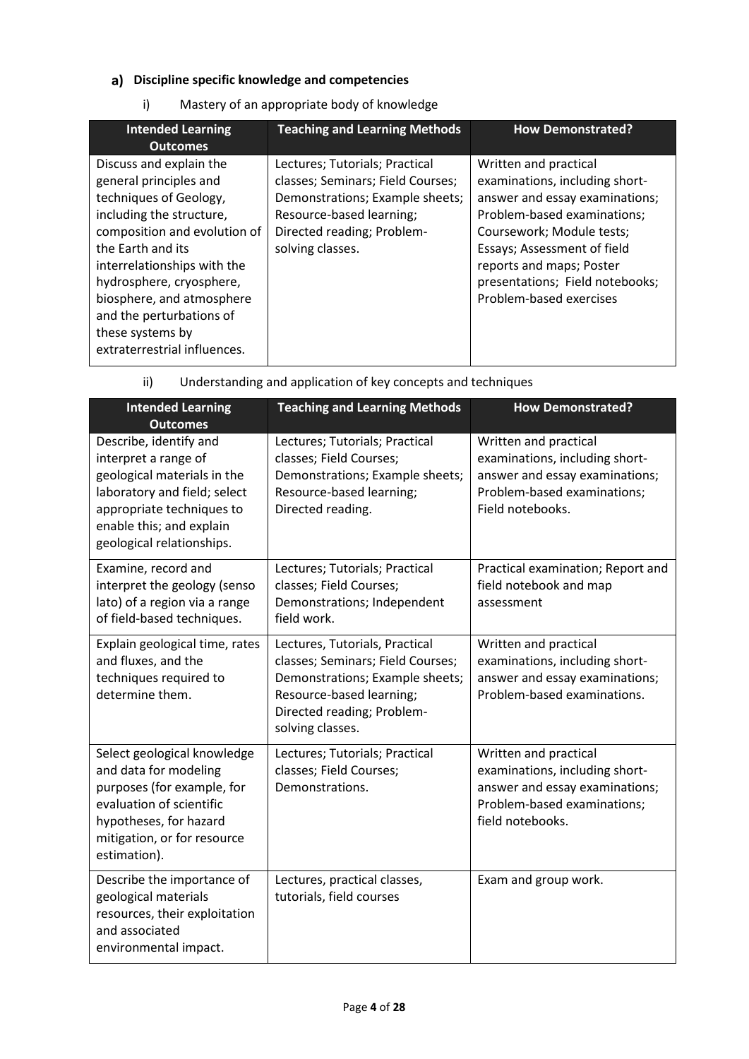### a) Discipline specific knowledge and competencies

i) Mastery of an appropriate body of knowledge

| Intended Learning Outcomes | Teaching and Learning Methods | How Demonstrated? |
|---|---|---|
| Discuss and explain the general principles and techniques of Geology, including the structure, composition and evolution of the Earth and its interrelationships with the hydrosphere, cryosphere, biosphere, and atmosphere and the perturbations of these systems by extraterrestrial influences. | Lectures; Tutorials; Practical classes; Seminars; Field Courses; Demonstrations; Example sheets; Resource-based learning; Directed reading; Problem-solving classes. | Written and practical examinations, including short-answer and essay examinations; Problem-based examinations; Coursework; Module tests; Essays; Assessment of field reports and maps; Poster presentations; Field notebooks; Problem-based exercises |

ii) Understanding and application of key concepts and techniques

| Intended Learning Outcomes | Teaching and Learning Methods | How Demonstrated? |
|---|---|---|
| Describe, identify and interpret a range of geological materials in the laboratory and field; select appropriate techniques to enable this; and explain geological relationships. | Lectures; Tutorials; Practical classes; Field Courses; Demonstrations; Example sheets; Resource-based learning; Directed reading. | Written and practical examinations, including short-answer and essay examinations; Problem-based examinations; Field notebooks. |
| Examine, record and interpret the geology (senso lato) of a region via a range of field-based techniques. | Lectures; Tutorials; Practical classes; Field Courses; Demonstrations; Independent field work. | Practical examination; Report and field notebook and map assessment |
| Explain geological time, rates and fluxes, and the techniques required to determine them. | Lectures, Tutorials, Practical classes; Seminars; Field Courses; Demonstrations; Example sheets; Resource-based learning; Directed reading; Problem-solving classes. | Written and practical examinations, including short-answer and essay examinations; Problem-based examinations. |
| Select geological knowledge and data for modeling purposes (for example, for evaluation of scientific hypotheses, for hazard mitigation, or for resource estimation). | Lectures; Tutorials; Practical classes; Field Courses; Demonstrations. | Written and practical examinations, including short-answer and essay examinations; Problem-based examinations; field notebooks. |
| Describe the importance of geological materials resources, their exploitation and associated environmental impact. | Lectures, practical classes, tutorials, field courses | Exam and group work. |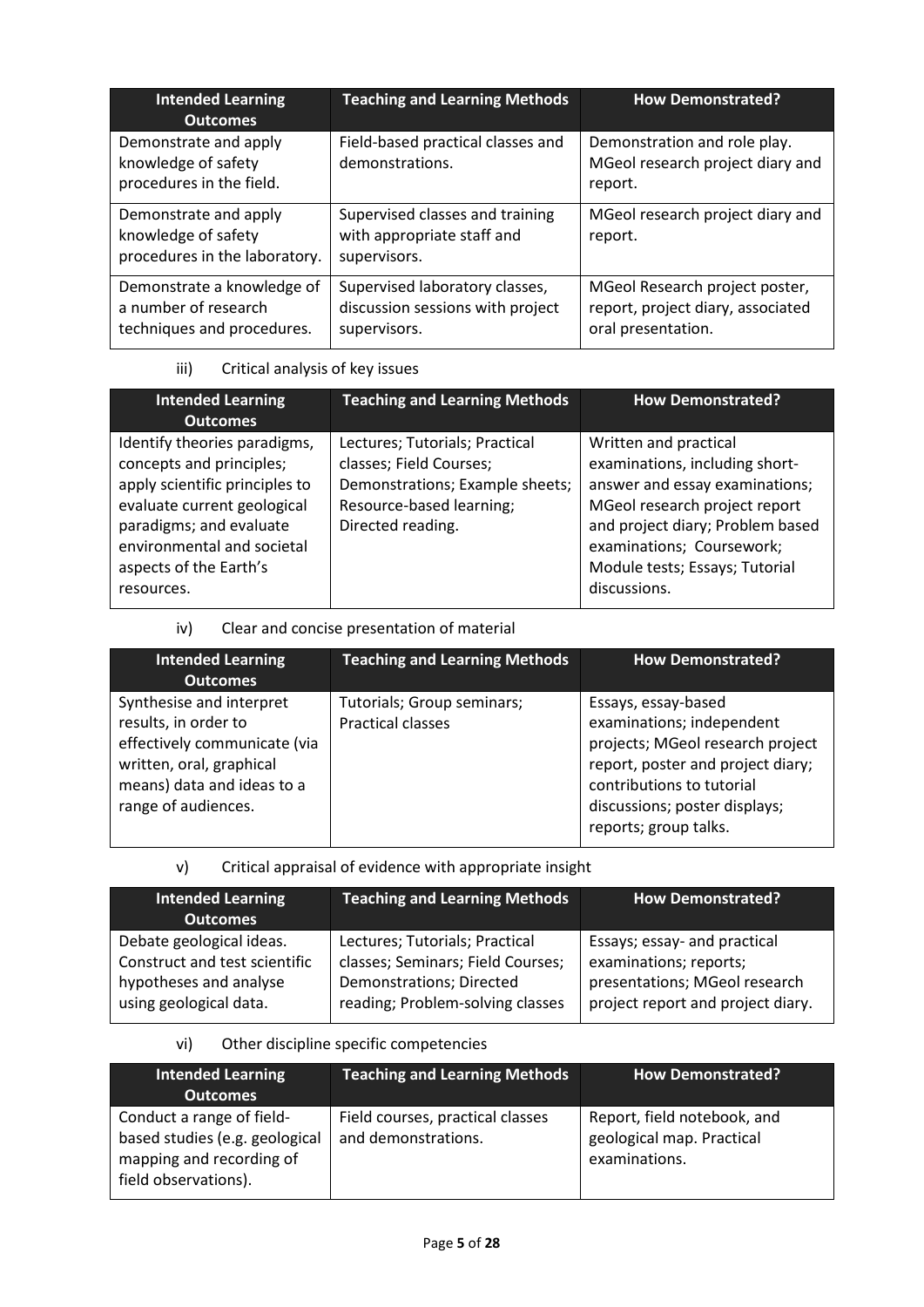| Intended Learning Outcomes | Teaching and Learning Methods | How Demonstrated? |
|---|---|---|
| Demonstrate and apply knowledge of safety procedures in the field. | Field-based practical classes and demonstrations. | Demonstration and role play. MGeol research project diary and report. |
| Demonstrate and apply knowledge of safety procedures in the laboratory. | Supervised classes and training with appropriate staff and supervisors. | MGeol research project diary and report. |
| Demonstrate a knowledge of a number of research techniques and procedures. | Supervised laboratory classes, discussion sessions with project supervisors. | MGeol Research project poster, report, project diary, associated oral presentation. |

iii) Critical analysis of key issues

| Intended Learning Outcomes | Teaching and Learning Methods | How Demonstrated? |
|---|---|---|
| Identify theories paradigms, concepts and principles; apply scientific principles to evaluate current geological paradigms; and evaluate environmental and societal aspects of the Earth's resources. | Lectures; Tutorials; Practical classes; Field Courses; Demonstrations; Example sheets; Resource-based learning; Directed reading. | Written and practical examinations, including short-answer and essay examinations; MGeol research project report and project diary; Problem based examinations; Coursework; Module tests; Essays; Tutorial discussions. |

iv) Clear and concise presentation of material

| Intended Learning Outcomes | Teaching and Learning Methods | How Demonstrated? |
|---|---|---|
| Synthesise and interpret results, in order to effectively communicate (via written, oral, graphical means) data and ideas to a range of audiences. | Tutorials; Group seminars; Practical classes | Essays, essay-based examinations; independent projects; MGeol research project report, poster and project diary; contributions to tutorial discussions; poster displays; reports; group talks. |

v) Critical appraisal of evidence with appropriate insight

| Intended Learning Outcomes | Teaching and Learning Methods | How Demonstrated? |
|---|---|---|
| Debate geological ideas. Construct and test scientific hypotheses and analyse using geological data. | Lectures; Tutorials; Practical classes; Seminars; Field Courses; Demonstrations; Directed reading; Problem-solving classes | Essays; essay- and practical examinations; reports; presentations; MGeol research project report and project diary. |

vi) Other discipline specific competencies

| Intended Learning Outcomes | Teaching and Learning Methods | How Demonstrated? |
|---|---|---|
| Conduct a range of field-based studies (e.g. geological mapping and recording of field observations). | Field courses, practical classes and demonstrations. | Report, field notebook, and geological map. Practical examinations. |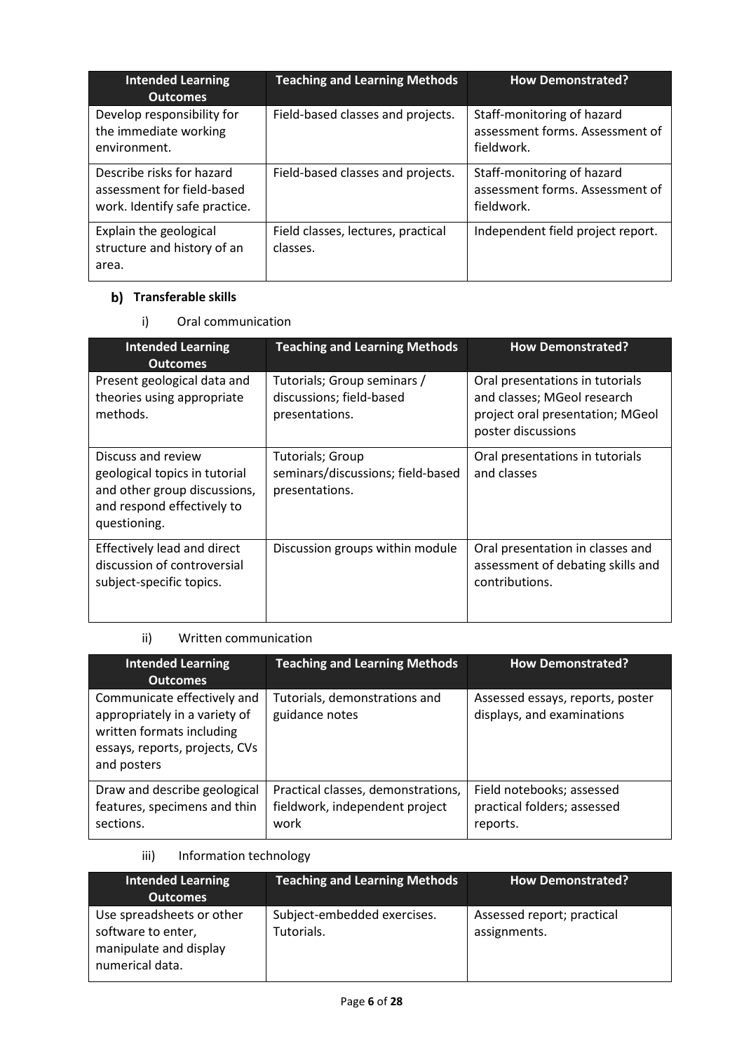| Intended Learning Outcomes | Teaching and Learning Methods | How Demonstrated? |
| --- | --- | --- |
| Develop responsibility for the immediate working environment. | Field-based classes and projects. | Staff-monitoring of hazard assessment forms. Assessment of fieldwork. |
| Describe risks for hazard assessment for field-based work. Identify safe practice. | Field-based classes and projects. | Staff-monitoring of hazard assessment forms. Assessment of fieldwork. |
| Explain the geological structure and history of an area. | Field classes, lectures, practical classes. | Independent field project report. |

### b) Transferable skills

i) Oral communication

| Intended Learning Outcomes | Teaching and Learning Methods | How Demonstrated? |
| --- | --- | --- |
| Present geological data and theories using appropriate methods. | Tutorials; Group seminars / discussions; field-based presentations. | Oral presentations in tutorials and classes; MGeol research project oral presentation; MGeol poster discussions |
| Discuss and review geological topics in tutorial and other group discussions, and respond effectively to questioning. | Tutorials; Group seminars/discussions; field-based presentations. | Oral presentations in tutorials and classes |
| Effectively lead and direct discussion of controversial subject-specific topics. | Discussion groups within module | Oral presentation in classes and assessment of debating skills and contributions. |

ii) Written communication

| Intended Learning Outcomes | Teaching and Learning Methods | How Demonstrated? |
| --- | --- | --- |
| Communicate effectively and appropriately in a variety of written formats including essays, reports, projects, CVs and posters | Tutorials, demonstrations and guidance notes | Assessed essays, reports, poster displays, and examinations |
| Draw and describe geological features, specimens and thin sections. | Practical classes, demonstrations, fieldwork, independent project work | Field notebooks; assessed practical folders; assessed reports. |

iii) Information technology

| Intended Learning Outcomes | Teaching and Learning Methods | How Demonstrated? |
| --- | --- | --- |
| Use spreadsheets or other software to enter, manipulate and display numerical data. | Subject-embedded exercises. Tutorials. | Assessed report; practical assignments. |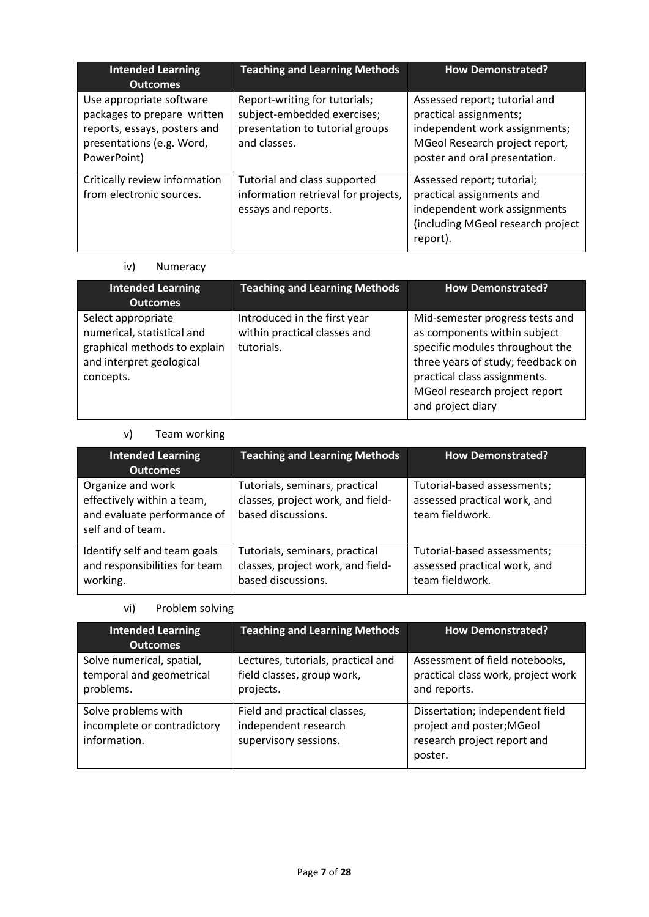| Intended Learning Outcomes | Teaching and Learning Methods | How Demonstrated? |
|---|---|---|
| Use appropriate software packages to prepare written reports, essays, posters and presentations (e.g. Word, PowerPoint) | Report-writing for tutorials; subject-embedded exercises; presentation to tutorial groups and classes. | Assessed report; tutorial and practical assignments; independent work assignments; MGeol Research project report, poster and oral presentation. |
| Critically review information from electronic sources. | Tutorial and class supported information retrieval for projects, essays and reports. | Assessed report; tutorial; practical assignments and independent work assignments (including MGeol research project report). |

iv) Numeracy

| Intended Learning Outcomes | Teaching and Learning Methods | How Demonstrated? |
|---|---|---|
| Select appropriate numerical, statistical and graphical methods to explain and interpret geological concepts. | Introduced in the first year within practical classes and tutorials. | Mid-semester progress tests and as components within subject specific modules throughout the three years of study; feedback on practical class assignments. MGeol research project report and project diary |

v) Team working

| Intended Learning Outcomes | Teaching and Learning Methods | How Demonstrated? |
|---|---|---|
| Organize and work effectively within a team, and evaluate performance of self and of team. | Tutorials, seminars, practical classes, project work, and field-based discussions. | Tutorial-based assessments; assessed practical work, and team fieldwork. |
| Identify self and team goals and responsibilities for team working. | Tutorials, seminars, practical classes, project work, and field-based discussions. | Tutorial-based assessments; assessed practical work, and team fieldwork. |

vi) Problem solving

| Intended Learning Outcomes | Teaching and Learning Methods | How Demonstrated? |
|---|---|---|
| Solve numerical, spatial, temporal and geometrical problems. | Lectures, tutorials, practical and field classes, group work, projects. | Assessment of field notebooks, practical class work, project work and reports. |
| Solve problems with incomplete or contradictory information. | Field and practical classes, independent research supervisory sessions. | Dissertation; independent field project and poster;MGeol research project report and poster. |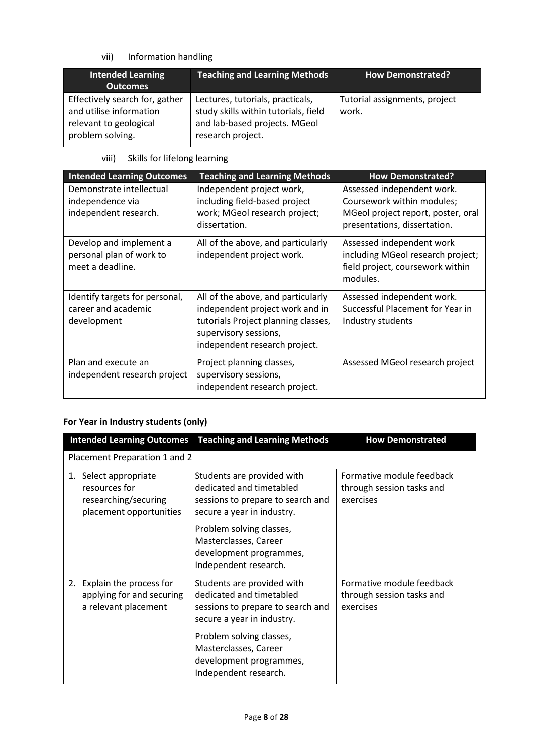vii) Information handling

| Intended Learning Outcomes | Teaching and Learning Methods | How Demonstrated? |
|---|---|---|
| Effectively search for, gather and utilise information relevant to geological problem solving. | Lectures, tutorials, practicals, study skills within tutorials, field and lab-based projects. MGeol research project. | Tutorial assignments, project work. |

viii) Skills for lifelong learning

| Intended Learning Outcomes | Teaching and Learning Methods | How Demonstrated? |
|---|---|---|
| Demonstrate intellectual independence via independent research. | Independent project work, including field-based project work; MGeol research project; dissertation. | Assessed independent work. Coursework within modules; MGeol project report, poster, oral presentations, dissertation. |
| Develop and implement a personal plan of work to meet a deadline. | All of the above, and particularly independent project work. | Assessed independent work including MGeol research project; field project, coursework within modules. |
| Identify targets for personal, career and academic development | All of the above, and particularly independent project work and in tutorials Project planning classes, supervisory sessions, independent research project. | Assessed independent work. Successful Placement for Year in Industry students |
| Plan and execute an independent research project | Project planning classes, supervisory sessions, independent research project. | Assessed MGeol research project |

**For Year in Industry students (only)**

| Intended Learning Outcomes | Teaching and Learning Methods | How Demonstrated |
|---|---|---|
| Placement Preparation 1 and 2 | | |
| 1. Select appropriate resources for researching/securing placement opportunities | Students are provided with dedicated and timetabled sessions to prepare to search and secure a year in industry. Problem solving classes, Masterclasses, Career development programmes, Independent research. | Formative module feedback through session tasks and exercises |
| 2. Explain the process for applying for and securing a relevant placement | Students are provided with dedicated and timetabled sessions to prepare to search and secure a year in industry. Problem solving classes, Masterclasses, Career development programmes, Independent research. | Formative module feedback through session tasks and exercises |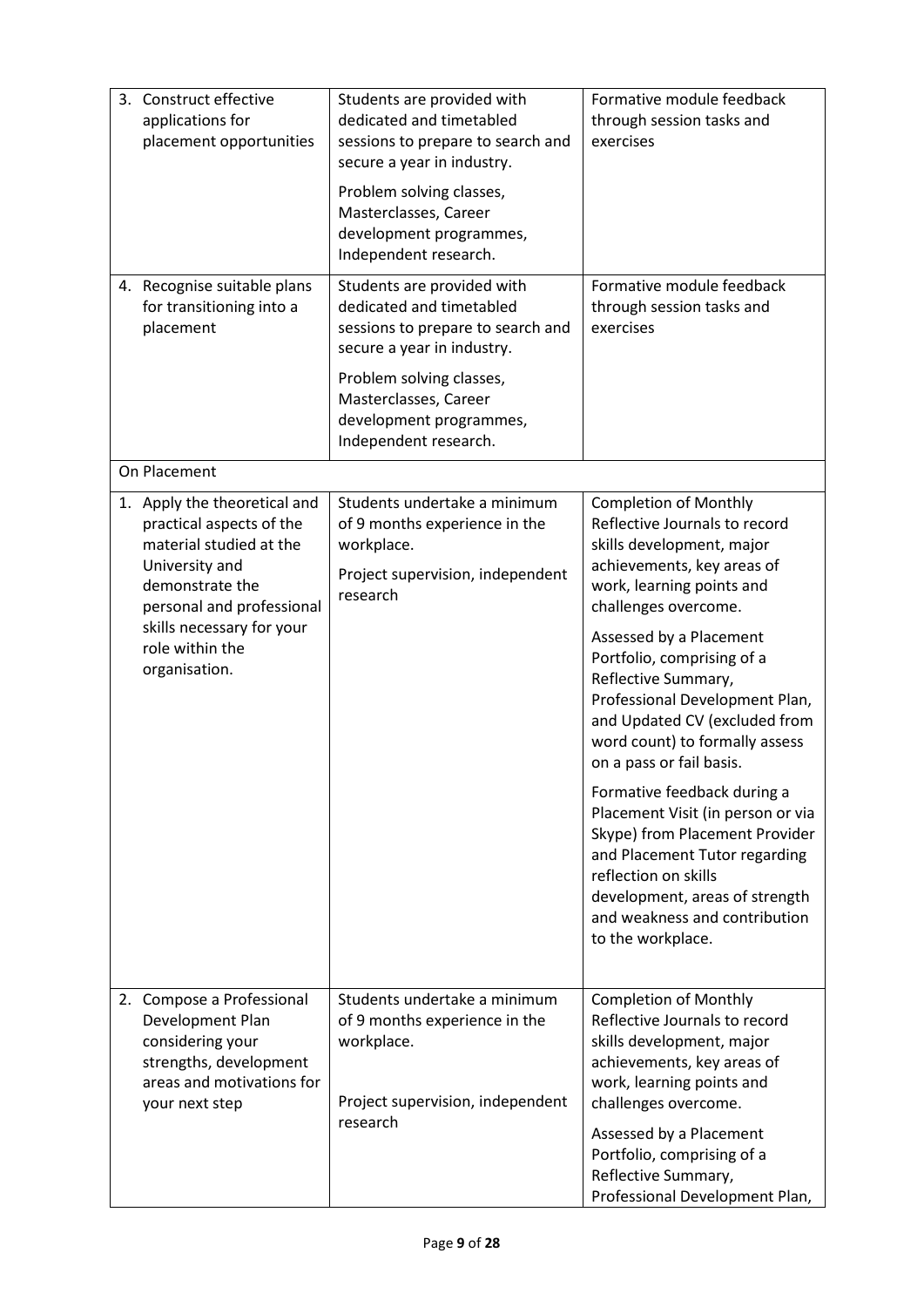| | | |
|---|---|---|
| 3. Construct effective applications for placement opportunities | Students are provided with dedicated and timetabled sessions to prepare to search and secure a year in industry.<br><br>Problem solving classes, Masterclasses, Career development programmes, Independent research. | Formative module feedback through session tasks and exercises |
| 4. Recognise suitable plans for transitioning into a placement | Students are provided with dedicated and timetabled sessions to prepare to search and secure a year in industry.<br><br>Problem solving classes, Masterclasses, Career development programmes, Independent research. | Formative module feedback through session tasks and exercises |
| On Placement | | |
| 1. Apply the theoretical and practical aspects of the material studied at the University and demonstrate the personal and professional skills necessary for your role within the organisation. | Students undertake a minimum of 9 months experience in the workplace.<br><br>Project supervision, independent research | Completion of Monthly Reflective Journals to record skills development, major achievements, key areas of work, learning points and challenges overcome.<br><br>Assessed by a Placement Portfolio, comprising of a Reflective Summary, Professional Development Plan, and Updated CV (excluded from word count) to formally assess on a pass or fail basis.<br><br>Formative feedback during a Placement Visit (in person or via Skype) from Placement Provider and Placement Tutor regarding reflection on skills development, areas of strength and weakness and contribution to the workplace. |
| 2. Compose a Professional Development Plan considering your strengths, development areas and motivations for your next step | Students undertake a minimum of 9 months experience in the workplace.<br><br>Project supervision, independent research | Completion of Monthly Reflective Journals to record skills development, major achievements, key areas of work, learning points and challenges overcome.<br><br>Assessed by a Placement Portfolio, comprising of a Reflective Summary, Professional Development Plan, |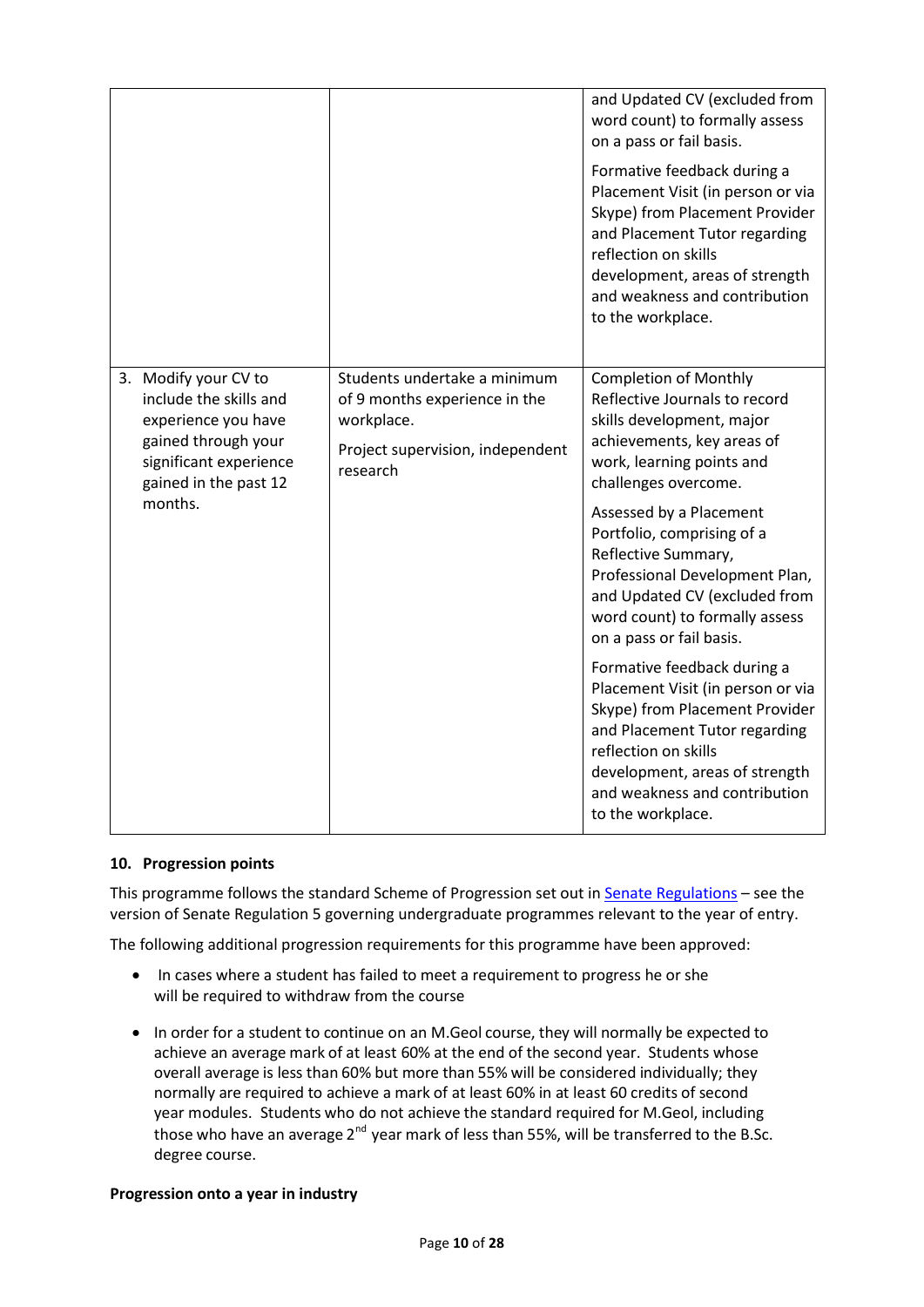| | | |
|---|---|---|
| | | and Updated CV (excluded from word count) to formally assess on a pass or fail basis.<br><br>Formative feedback during a Placement Visit (in person or via Skype) from Placement Provider and Placement Tutor regarding reflection on skills development, areas of strength and weakness and contribution to the workplace. |
| 3. Modify your CV to include the skills and experience you have gained through your significant experience gained in the past 12 months. | Students undertake a minimum of 9 months experience in the workplace.<br><br>Project supervision, independent research | Completion of Monthly Reflective Journals to record skills development, major achievements, key areas of work, learning points and challenges overcome.<br><br>Assessed by a Placement Portfolio, comprising of a Reflective Summary, Professional Development Plan, and Updated CV (excluded from word count) to formally assess on a pass or fail basis.<br><br>Formative feedback during a Placement Visit (in person or via Skype) from Placement Provider and Placement Tutor regarding reflection on skills development, areas of strength and weakness and contribution to the workplace. |

### 10. Progression points

This programme follows the standard Scheme of Progression set out in Senate Regulations – see the version of Senate Regulation 5 governing undergraduate programmes relevant to the year of entry.

The following additional progression requirements for this programme have been approved:

- In cases where a student has failed to meet a requirement to progress he or she will be required to withdraw from the course
- In order for a student to continue on an M.Geol course, they will normally be expected to achieve an average mark of at least 60% at the end of the second year. Students whose overall average is less than 60% but more than 55% will be considered individually; they normally are required to achieve a mark of at least 60% in at least 60 credits of second year modules. Students who do not achieve the standard required for M.Geol, including those who have an average 2nd year mark of less than 55%, will be transferred to the B.Sc. degree course.

**Progression onto a year in industry**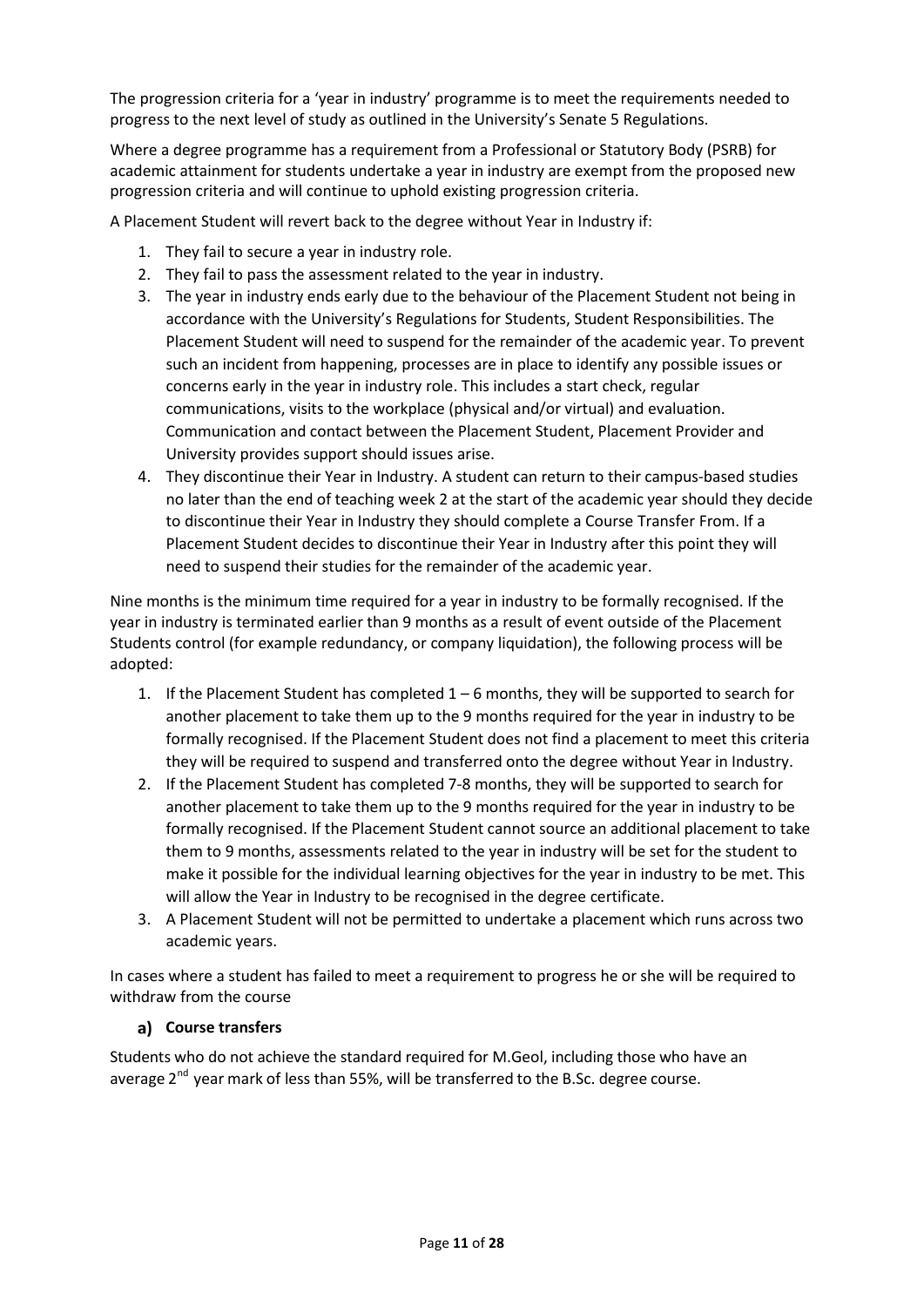The progression criteria for a 'year in industry' programme is to meet the requirements needed to progress to the next level of study as outlined in the University's Senate 5 Regulations.

Where a degree programme has a requirement from a Professional or Statutory Body (PSRB) for academic attainment for students undertake a year in industry are exempt from the proposed new progression criteria and will continue to uphold existing progression criteria.

A Placement Student will revert back to the degree without Year in Industry if:

1. They fail to secure a year in industry role.
2. They fail to pass the assessment related to the year in industry.
3. The year in industry ends early due to the behaviour of the Placement Student not being in accordance with the University's Regulations for Students, Student Responsibilities. The Placement Student will need to suspend for the remainder of the academic year. To prevent such an incident from happening, processes are in place to identify any possible issues or concerns early in the year in industry role. This includes a start check, regular communications, visits to the workplace (physical and/or virtual) and evaluation. Communication and contact between the Placement Student, Placement Provider and University provides support should issues arise.
4. They discontinue their Year in Industry. A student can return to their campus-based studies no later than the end of teaching week 2 at the start of the academic year should they decide to discontinue their Year in Industry they should complete a Course Transfer From. If a Placement Student decides to discontinue their Year in Industry after this point they will need to suspend their studies for the remainder of the academic year.

Nine months is the minimum time required for a year in industry to be formally recognised. If the year in industry is terminated earlier than 9 months as a result of event outside of the Placement Students control (for example redundancy, or company liquidation), the following process will be adopted:

1. If the Placement Student has completed 1 – 6 months, they will be supported to search for another placement to take them up to the 9 months required for the year in industry to be formally recognised. If the Placement Student does not find a placement to meet this criteria they will be required to suspend and transferred onto the degree without Year in Industry.
2. If the Placement Student has completed 7-8 months, they will be supported to search for another placement to take them up to the 9 months required for the year in industry to be formally recognised. If the Placement Student cannot source an additional placement to take them to 9 months, assessments related to the year in industry will be set for the student to make it possible for the individual learning objectives for the year in industry to be met. This will allow the Year in Industry to be recognised in the degree certificate.
3. A Placement Student will not be permitted to undertake a placement which runs across two academic years.

In cases where a student has failed to meet a requirement to progress he or she will be required to withdraw from the course

### a) Course transfers

Students who do not achieve the standard required for M.Geol, including those who have an average 2nd year mark of less than 55%, will be transferred to the B.Sc. degree course.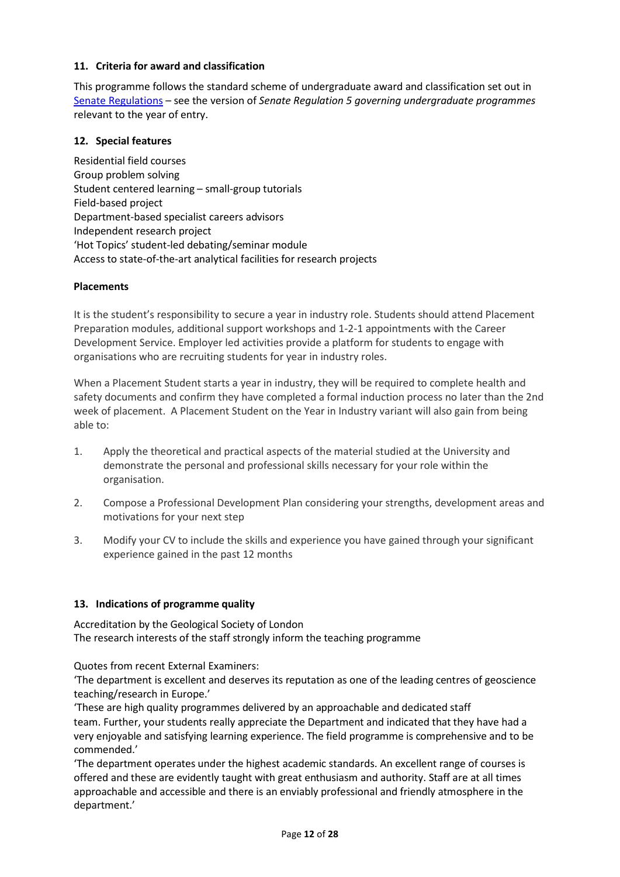### 11. Criteria for award and classification

This programme follows the standard scheme of undergraduate award and classification set out in [Senate Regulations](Senate Regulations) – see the version of *Senate Regulation 5 governing undergraduate programmes* relevant to the year of entry.

### 12. Special features

Residential field courses
Group problem solving
Student centered learning – small-group tutorials
Field-based project
Department-based specialist careers advisors
Independent research project
'Hot Topics' student-led debating/seminar module
Access to state-of-the-art analytical facilities for research projects

**Placements**

It is the student's responsibility to secure a year in industry role. Students should attend Placement Preparation modules, additional support workshops and 1-2-1 appointments with the Career Development Service. Employer led activities provide a platform for students to engage with organisations who are recruiting students for year in industry roles.

When a Placement Student starts a year in industry, they will be required to complete health and safety documents and confirm they have completed a formal induction process no later than the 2nd week of placement. A Placement Student on the Year in Industry variant will also gain from being able to:

1. Apply the theoretical and practical aspects of the material studied at the University and demonstrate the personal and professional skills necessary for your role within the organisation.
2. Compose a Professional Development Plan considering your strengths, development areas and motivations for your next step
3. Modify your CV to include the skills and experience you have gained through your significant experience gained in the past 12 months

### 13. Indications of programme quality

Accreditation by the Geological Society of London
The research interests of the staff strongly inform the teaching programme

Quotes from recent External Examiners:
'The department is excellent and deserves its reputation as one of the leading centres of geoscience teaching/research in Europe.'
'These are high quality programmes delivered by an approachable and dedicated staff team. Further, your students really appreciate the Department and indicated that they have had a very enjoyable and satisfying learning experience. The field programme is comprehensive and to be commended.'
'The department operates under the highest academic standards. An excellent range of courses is offered and these are evidently taught with great enthusiasm and authority. Staff are at all times approachable and accessible and there is an enviably professional and friendly atmosphere in the department.'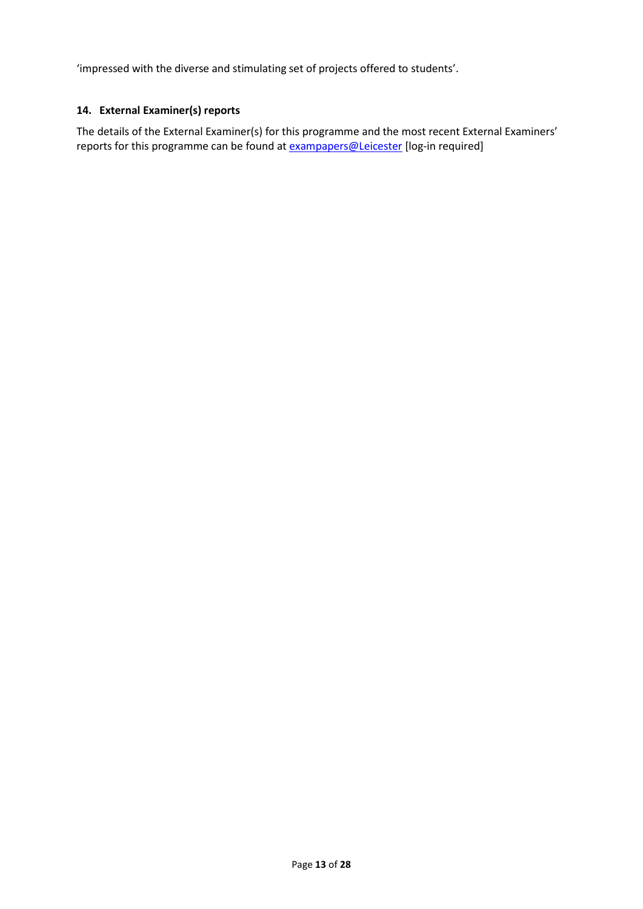'impressed with the diverse and stimulating set of projects offered to students'.

## 14. External Examiner(s) reports

The details of the External Examiner(s) for this programme and the most recent External Examiners' reports for this programme can be found at exampapers@Leicester [log-in required]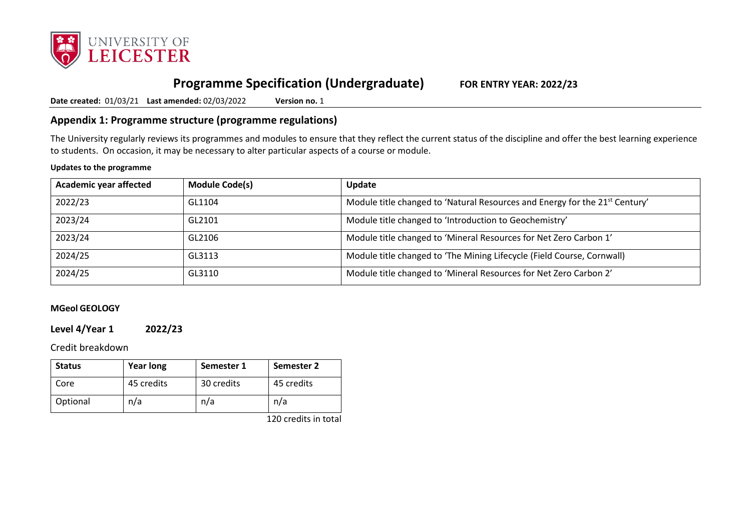# Programme Specification (Undergraduate) FOR ENTRY YEAR: 2022/23

**Date created:** 01/03/21 **Last amended:** 02/03/2022 **Version no.** 1

## Appendix 1: Programme structure (programme regulations)

The University regularly reviews its programmes and modules to ensure that they reflect the current status of the discipline and offer the best learning experience to students. On occasion, it may be necessary to alter particular aspects of a course or module.

**Updates to the programme**

| Academic year affected | Module Code(s) | Update |
|---|---|---|
| 2022/23 | GL1104 | Module title changed to 'Natural Resources and Energy for the 21st Century' |
| 2023/24 | GL2101 | Module title changed to 'Introduction to Geochemistry' |
| 2023/24 | GL2106 | Module title changed to 'Mineral Resources for Net Zero Carbon 1' |
| 2024/25 | GL3113 | Module title changed to 'The Mining Lifecycle (Field Course, Cornwall) |
| 2024/25 | GL3110 | Module title changed to 'Mineral Resources for Net Zero Carbon 2' |

**MGeol GEOLOGY**

### Level 4/Year 1 2022/23

Credit breakdown

| Status | Year long | Semester 1 | Semester 2 |
|---|---|---|---|
| Core | 45 credits | 30 credits | 45 credits |
| Optional | n/a | n/a | n/a |

120 credits in total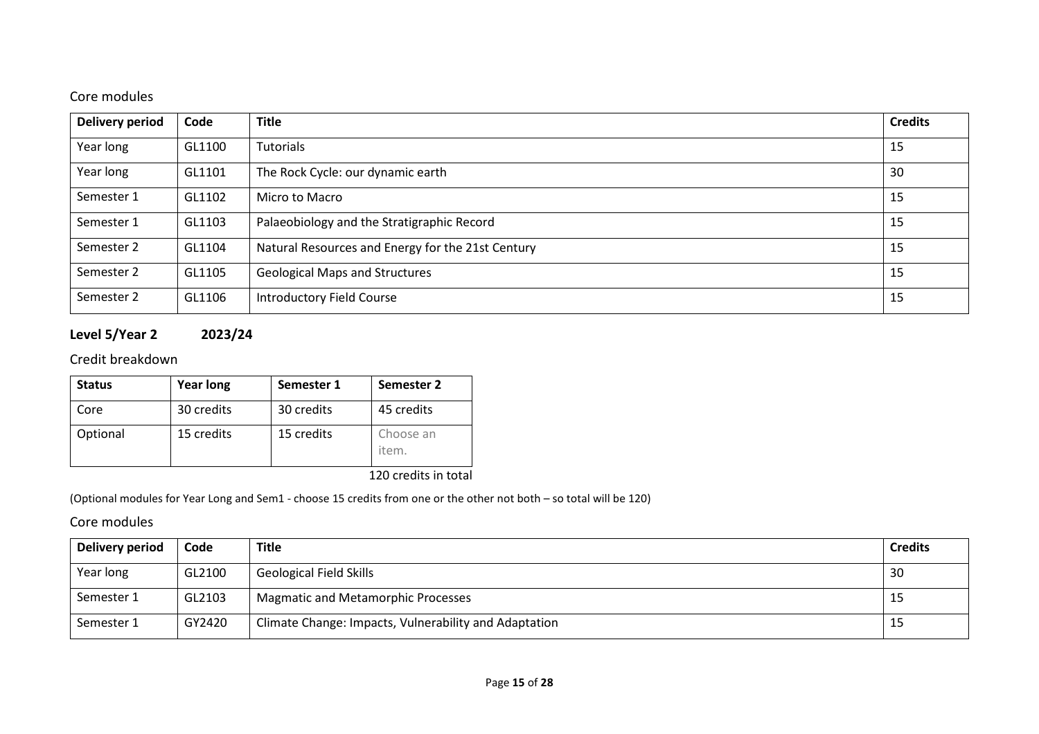Core modules

| Delivery period | Code | Title | Credits |
|---|---|---|---|
| Year long | GL1100 | Tutorials | 15 |
| Year long | GL1101 | The Rock Cycle: our dynamic earth | 30 |
| Semester 1 | GL1102 | Micro to Macro | 15 |
| Semester 1 | GL1103 | Palaeobiology and the Stratigraphic Record | 15 |
| Semester 2 | GL1104 | Natural Resources and Energy for the 21st Century | 15 |
| Semester 2 | GL1105 | Geological Maps and Structures | 15 |
| Semester 2 | GL1106 | Introductory Field Course | 15 |

**Level 5/Year 2 2023/24**

Credit breakdown

| Status | Year long | Semester 1 | Semester 2 |
|---|---|---|---|
| Core | 30 credits | 30 credits | 45 credits |
| Optional | 15 credits | 15 credits | Choose an item. |

120 credits in total

(Optional modules for Year Long and Sem1 - choose 15 credits from one or the other not both – so total will be 120)

Core modules

| Delivery period | Code | Title | Credits |
|---|---|---|---|
| Year long | GL2100 | Geological Field Skills | 30 |
| Semester 1 | GL2103 | Magmatic and Metamorphic Processes | 15 |
| Semester 1 | GY2420 | Climate Change: Impacts, Vulnerability and Adaptation | 15 |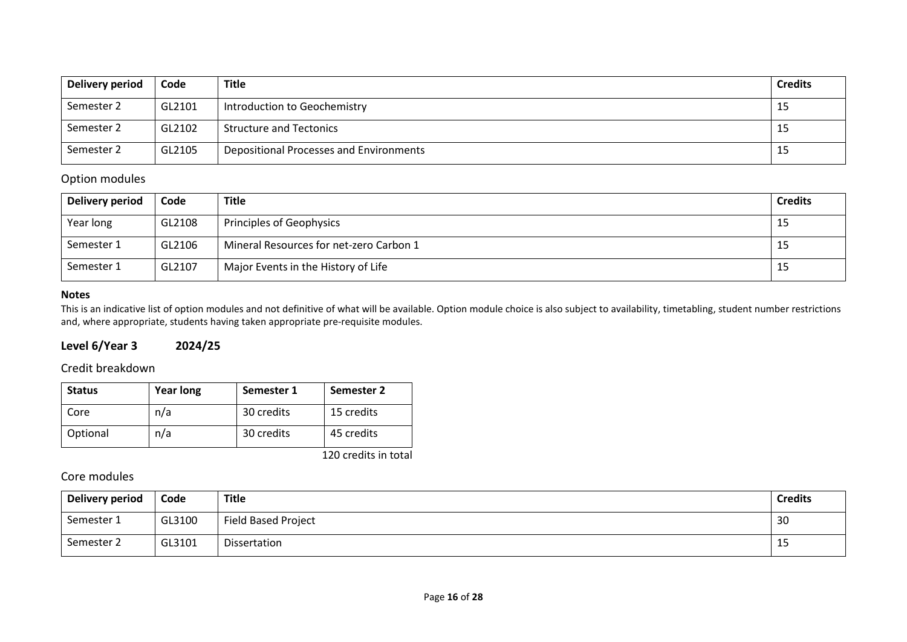| Delivery period | Code | Title | Credits |
|---|---|---|---|
| Semester 2 | GL2101 | Introduction to Geochemistry | 15 |
| Semester 2 | GL2102 | Structure and Tectonics | 15 |
| Semester 2 | GL2105 | Depositional Processes and Environments | 15 |

### Option modules

| Delivery period | Code | Title | Credits |
|---|---|---|---|
| Year long | GL2108 | Principles of Geophysics | 15 |
| Semester 1 | GL2106 | Mineral Resources for net-zero Carbon 1 | 15 |
| Semester 1 | GL2107 | Major Events in the History of Life | 15 |

**Notes**

This is an indicative list of option modules and not definitive of what will be available. Option module choice is also subject to availability, timetabling, student number restrictions and, where appropriate, students having taken appropriate pre-requisite modules.

## Level 6/Year 3 2024/25

### Credit breakdown

| Status | Year long | Semester 1 | Semester 2 |
|---|---|---|---|
| Core | n/a | 30 credits | 15 credits |
| Optional | n/a | 30 credits | 45 credits |

120 credits in total

### Core modules

| Delivery period | Code | Title | Credits |
|---|---|---|---|
| Semester 1 | GL3100 | Field Based Project | 30 |
| Semester 2 | GL3101 | Dissertation | 15 |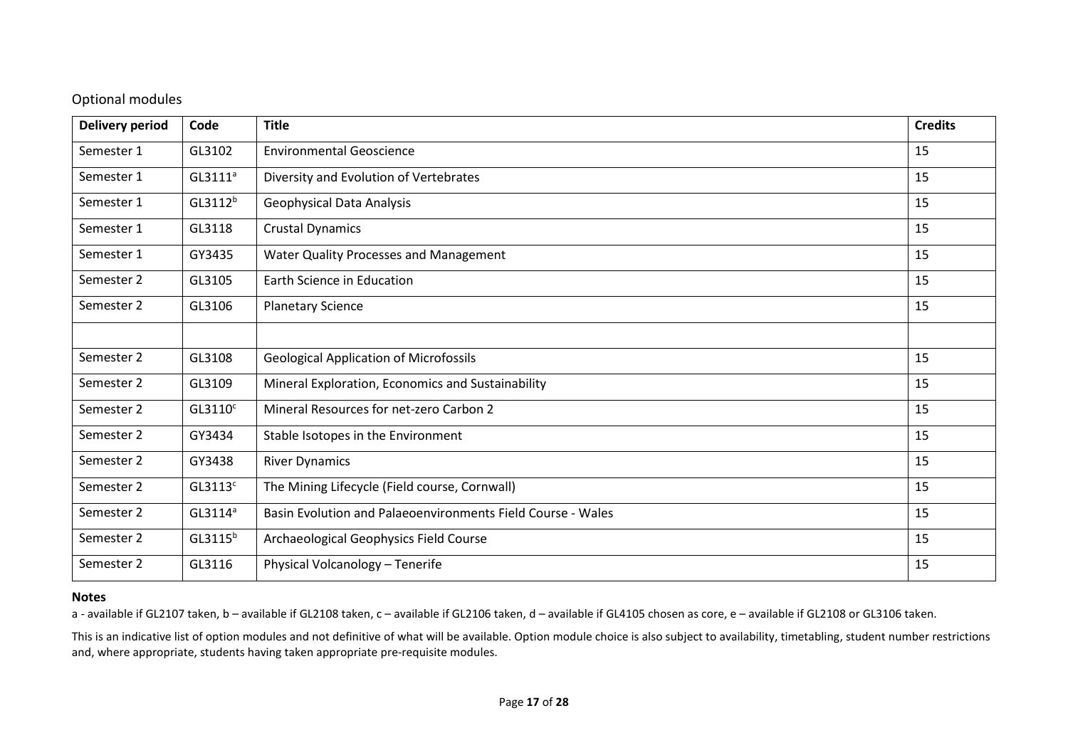## Optional modules

| Delivery period | Code | Title | Credits |
|---|---|---|---|
| Semester 1 | GL3102 | Environmental Geoscience | 15 |
| Semester 1 | GL3111[a] | Diversity and Evolution of Vertebrates | 15 |
| Semester 1 | GL3112[b] | Geophysical Data Analysis | 15 |
| Semester 1 | GL3118 | Crustal Dynamics | 15 |
| Semester 1 | GY3435 | Water Quality Processes and Management | 15 |
| Semester 2 | GL3105 | Earth Science in Education | 15 |
| Semester 2 | GL3106 | Planetary Science | 15 |
| | | | |
| Semester 2 | GL3108 | Geological Application of Microfossils | 15 |
| Semester 2 | GL3109 | Mineral Exploration, Economics and Sustainability | 15 |
| Semester 2 | GL3110[c] | Mineral Resources for net-zero Carbon 2 | 15 |
| Semester 2 | GY3434 | Stable Isotopes in the Environment | 15 |
| Semester 2 | GY3438 | River Dynamics | 15 |
| Semester 2 | GL3113[c] | The Mining Lifecycle (Field course, Cornwall) | 15 |
| Semester 2 | GL3114[a] | Basin Evolution and Palaeoenvironments Field Course - Wales | 15 |
| Semester 2 | GL3115[b] | Archaeological Geophysics Field Course | 15 |
| Semester 2 | GL3116 | Physical Volcanology – Tenerife | 15 |

**Notes**

a - available if GL2107 taken, b – available if GL2108 taken, c – available if GL2106 taken, d – available if GL4105 chosen as core, e – available if GL2108 or GL3106 taken.

This is an indicative list of option modules and not definitive of what will be available. Option module choice is also subject to availability, timetabling, student number restrictions and, where appropriate, students having taken appropriate pre-requisite modules.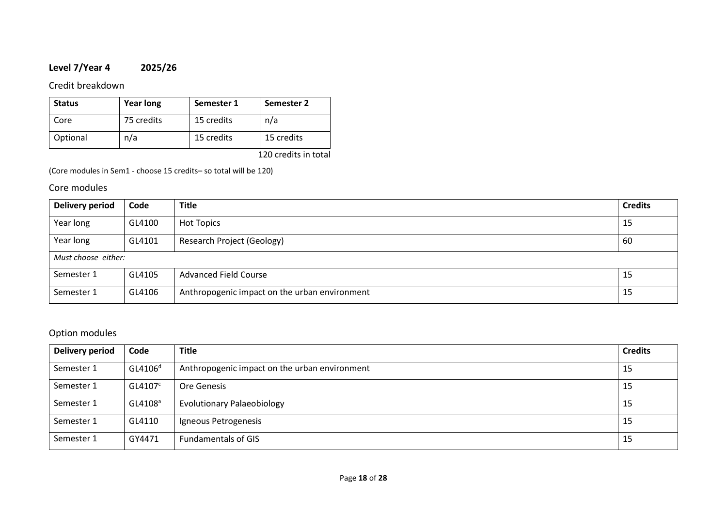**Level 7/Year 4 2025/26**

Credit breakdown

| Status | Year long | Semester 1 | Semester 2 |
|---|---|---|---|
| Core | 75 credits | 15 credits | n/a |
| Optional | n/a | 15 credits | 15 credits |

120 credits in total

(Core modules in Sem1 - choose 15 credits– so total will be 120)

Core modules

| Delivery period | Code | Title | Credits |
|---|---|---|---|
| Year long | GL4100 | Hot Topics | 15 |
| Year long | GL4101 | Research Project (Geology) | 60 |
| *Must choose either:* | | | |
| Semester 1 | GL4105 | Advanced Field Course | 15 |
| Semester 1 | GL4106 | Anthropogenic impact on the urban environment | 15 |

Option modules

| Delivery period | Code | Title | Credits |
|---|---|---|---|
| Semester 1 | GL4106[d] | Anthropogenic impact on the urban environment | 15 |
| Semester 1 | GL4107[c] | Ore Genesis | 15 |
| Semester 1 | GL4108[a] | Evolutionary Palaeobiology | 15 |
| Semester 1 | GL4110 | Igneous Petrogenesis | 15 |
| Semester 1 | GY4471 | Fundamentals of GIS | 15 |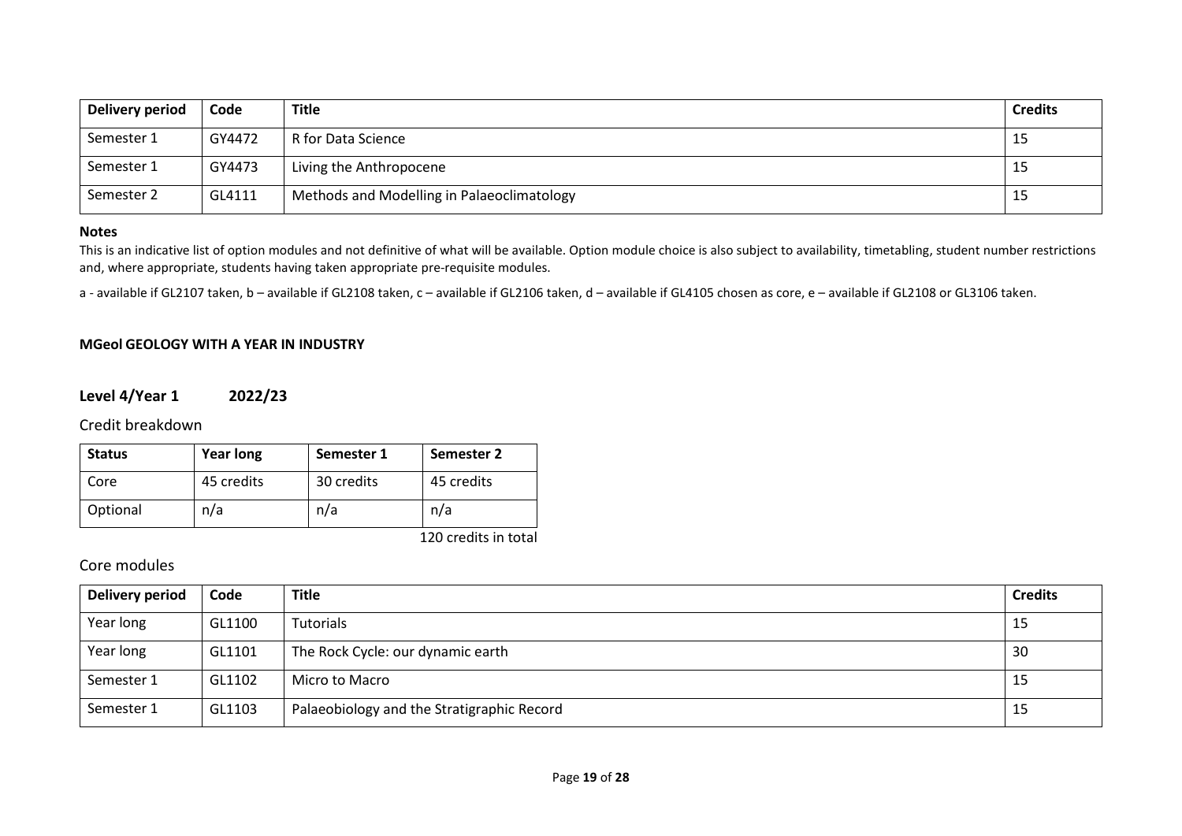| Delivery period | Code | Title | Credits |
|---|---|---|---|
| Semester 1 | GY4472 | R for Data Science | 15 |
| Semester 1 | GY4473 | Living the Anthropocene | 15 |
| Semester 2 | GL4111 | Methods and Modelling in Palaeoclimatology | 15 |

**Notes**

This is an indicative list of option modules and not definitive of what will be available. Option module choice is also subject to availability, timetabling, student number restrictions and, where appropriate, students having taken appropriate pre-requisite modules.

a - available if GL2107 taken, b – available if GL2108 taken, c – available if GL2106 taken, d – available if GL4105 chosen as core, e – available if GL2108 or GL3106 taken.

**MGeol GEOLOGY WITH A YEAR IN INDUSTRY**

## Level 4/Year 1 2022/23

### Credit breakdown

| Status | Year long | Semester 1 | Semester 2 |
|---|---|---|---|
| Core | 45 credits | 30 credits | 45 credits |
| Optional | n/a | n/a | n/a |

120 credits in total

### Core modules

| Delivery period | Code | Title | Credits |
|---|---|---|---|
| Year long | GL1100 | Tutorials | 15 |
| Year long | GL1101 | The Rock Cycle: our dynamic earth | 30 |
| Semester 1 | GL1102 | Micro to Macro | 15 |
| Semester 1 | GL1103 | Palaeobiology and the Stratigraphic Record | 15 |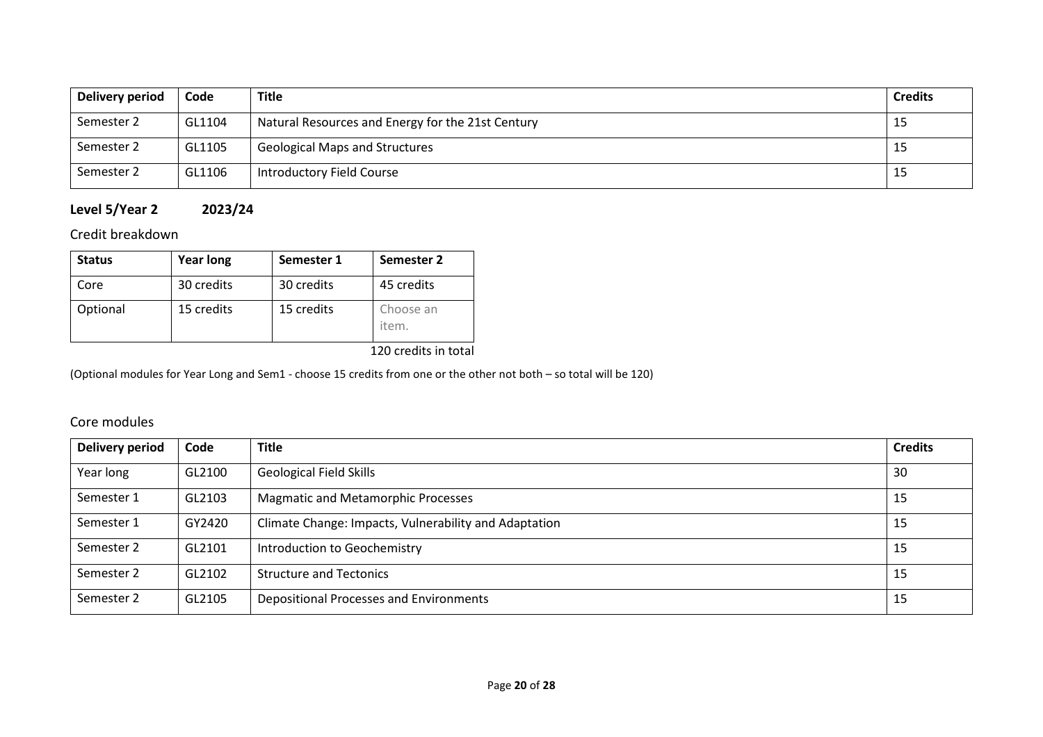| Delivery period | Code | Title | Credits |
|---|---|---|---|
| Semester 2 | GL1104 | Natural Resources and Energy for the 21st Century | 15 |
| Semester 2 | GL1105 | Geological Maps and Structures | 15 |
| Semester 2 | GL1106 | Introductory Field Course | 15 |

### Level 5/Year 2 2023/24

Credit breakdown

| Status | Year long | Semester 1 | Semester 2 |
|---|---|---|---|
| Core | 30 credits | 30 credits | 45 credits |
| Optional | 15 credits | 15 credits | Choose an item. |

120 credits in total

(Optional modules for Year Long and Sem1 - choose 15 credits from one or the other not both – so total will be 120)

Core modules

| Delivery period | Code | Title | Credits |
|---|---|---|---|
| Year long | GL2100 | Geological Field Skills | 30 |
| Semester 1 | GL2103 | Magmatic and Metamorphic Processes | 15 |
| Semester 1 | GY2420 | Climate Change: Impacts, Vulnerability and Adaptation | 15 |
| Semester 2 | GL2101 | Introduction to Geochemistry | 15 |
| Semester 2 | GL2102 | Structure and Tectonics | 15 |
| Semester 2 | GL2105 | Depositional Processes and Environments | 15 |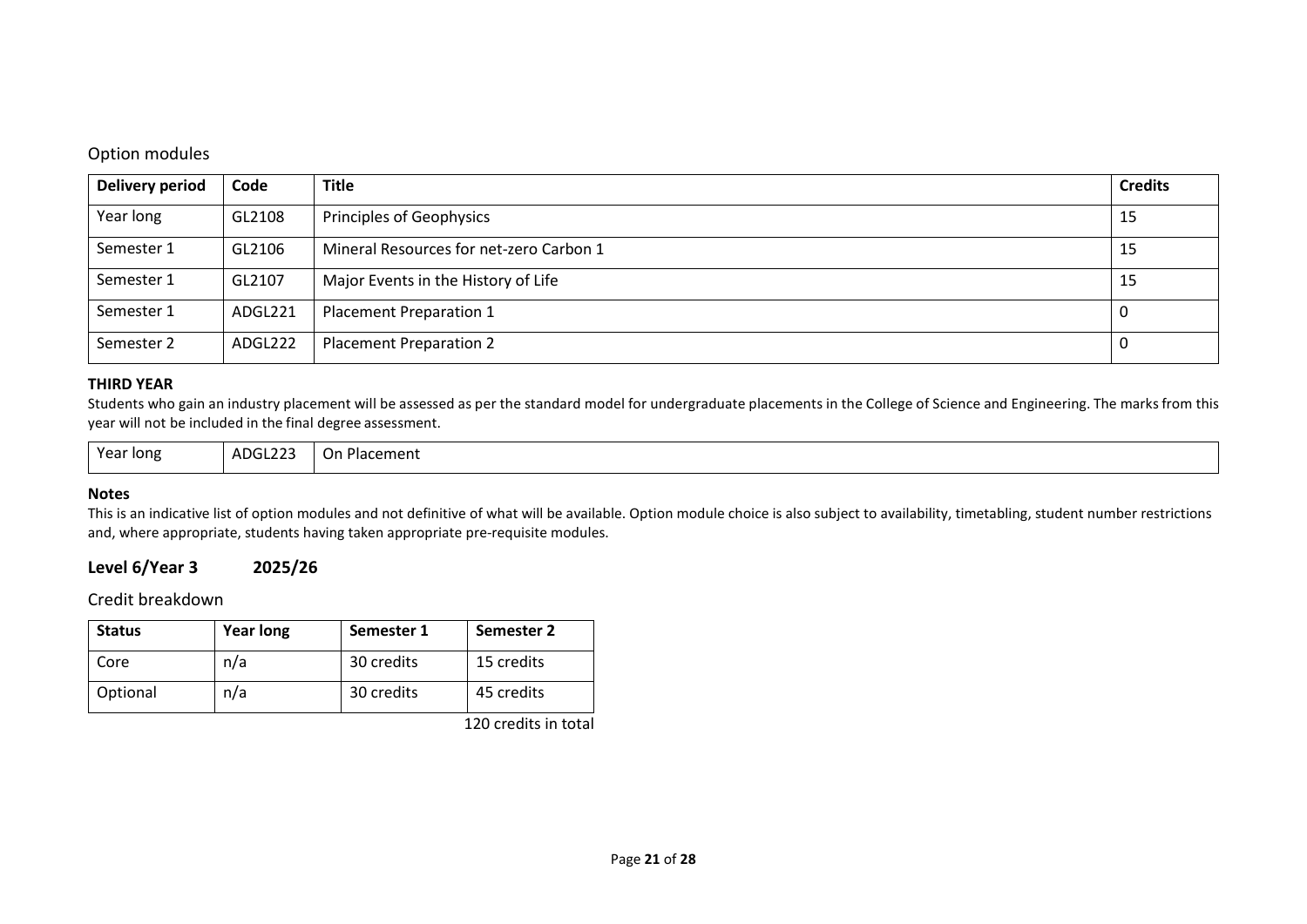### Option modules

| Delivery period | Code | Title | Credits |
|---|---|---|---|
| Year long | GL2108 | Principles of Geophysics | 15 |
| Semester 1 | GL2106 | Mineral Resources for net-zero Carbon 1 | 15 |
| Semester 1 | GL2107 | Major Events in the History of Life | 15 |
| Semester 1 | ADGL221 | Placement Preparation 1 | 0 |
| Semester 2 | ADGL222 | Placement Preparation 2 | 0 |

**THIRD YEAR**

Students who gain an industry placement will be assessed as per the standard model for undergraduate placements in the College of Science and Engineering. The marks from this year will not be included in the final degree assessment.

| | | |
|---|---|---|
| Year long | ADGL223 | On Placement |

**Notes**

This is an indicative list of option modules and not definitive of what will be available. Option module choice is also subject to availability, timetabling, student number restrictions and, where appropriate, students having taken appropriate pre-requisite modules.

## Level 6/Year 3 2025/26

### Credit breakdown

| Status | Year long | Semester 1 | Semester 2 |
|---|---|---|---|
| Core | n/a | 30 credits | 15 credits |
| Optional | n/a | 30 credits | 45 credits |

120 credits in total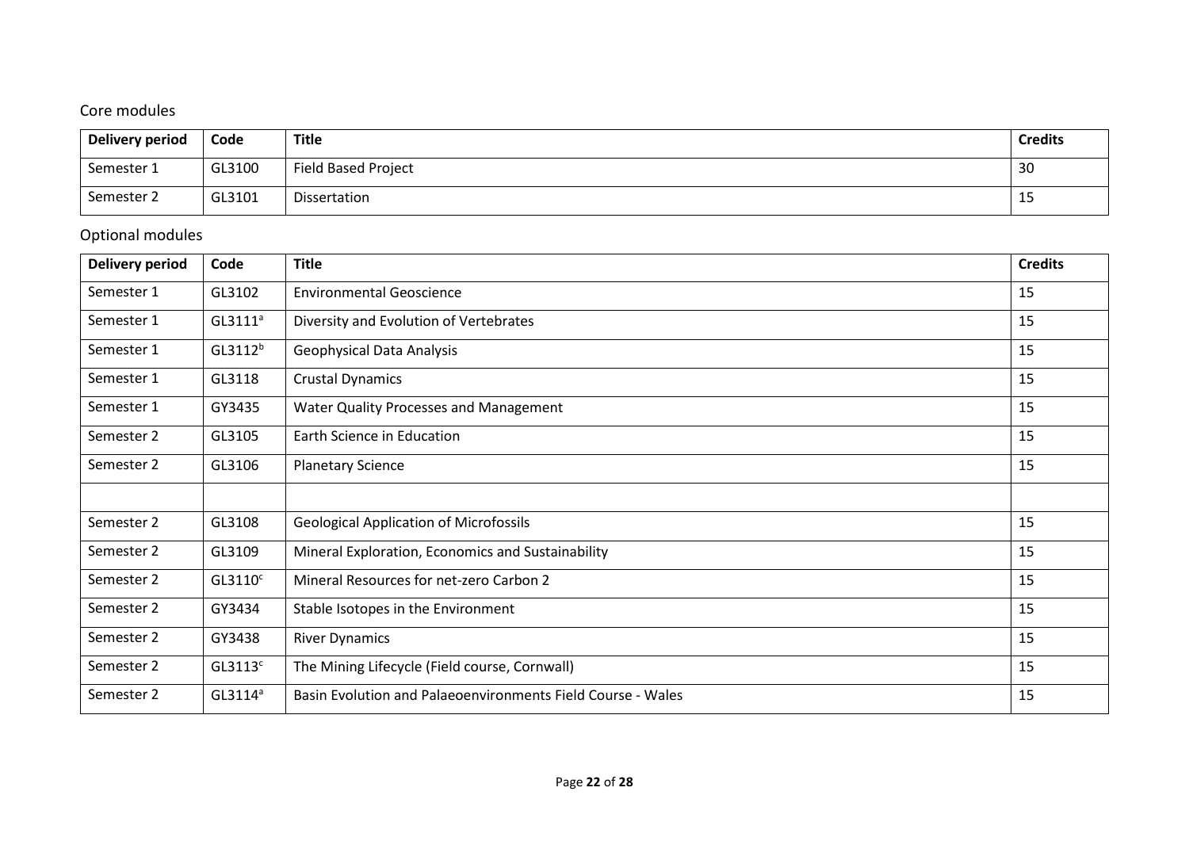Core modules

| Delivery period | Code | Title | Credits |
|---|---|---|---|
| Semester 1 | GL3100 | Field Based Project | 30 |
| Semester 2 | GL3101 | Dissertation | 15 |

Optional modules

| Delivery period | Code | Title | Credits |
|---|---|---|---|
| Semester 1 | GL3102 | Environmental Geoscience | 15 |
| Semester 1 | GL3111[a] | Diversity and Evolution of Vertebrates | 15 |
| Semester 1 | GL3112[b] | Geophysical Data Analysis | 15 |
| Semester 1 | GL3118 | Crustal Dynamics | 15 |
| Semester 1 | GY3435 | Water Quality Processes and Management | 15 |
| Semester 2 | GL3105 | Earth Science in Education | 15 |
| Semester 2 | GL3106 | Planetary Science | 15 |
| | | | |
| Semester 2 | GL3108 | Geological Application of Microfossils | 15 |
| Semester 2 | GL3109 | Mineral Exploration, Economics and Sustainability | 15 |
| Semester 2 | GL3110[c] | Mineral Resources for net-zero Carbon 2 | 15 |
| Semester 2 | GY3434 | Stable Isotopes in the Environment | 15 |
| Semester 2 | GY3438 | River Dynamics | 15 |
| Semester 2 | GL3113[c] | The Mining Lifecycle (Field course, Cornwall) | 15 |
| Semester 2 | GL3114[a] | Basin Evolution and Palaeoenvironments Field Course - Wales | 15 |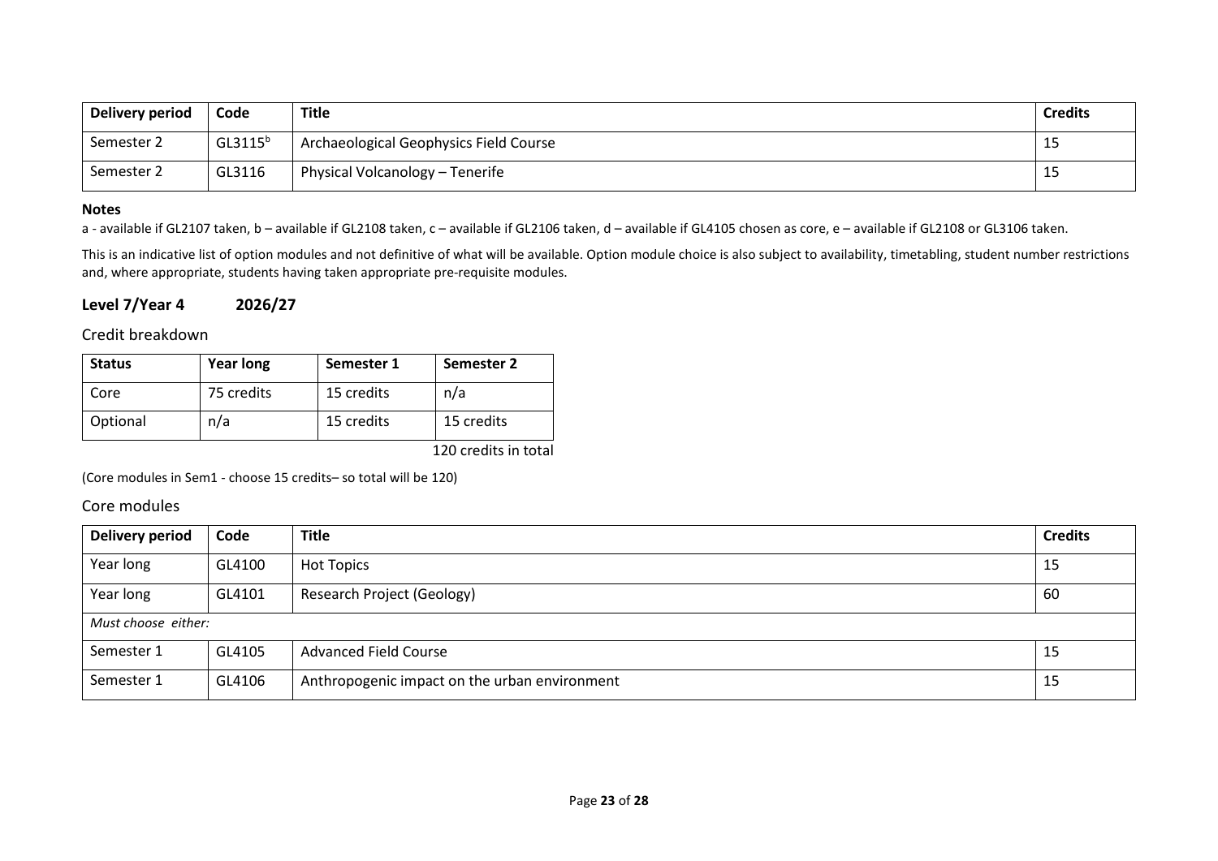| Delivery period | Code | Title | Credits |
|---|---|---|---|
| Semester 2 | GL3115[b] | Archaeological Geophysics Field Course | 15 |
| Semester 2 | GL3116 | Physical Volcanology – Tenerife | 15 |

**Notes**

a - available if GL2107 taken, b – available if GL2108 taken, c – available if GL2106 taken, d – available if GL4105 chosen as core, e – available if GL2108 or GL3106 taken.

This is an indicative list of option modules and not definitive of what will be available. Option module choice is also subject to availability, timetabling, student number restrictions and, where appropriate, students having taken appropriate pre-requisite modules.

## Level 7/Year 4 2026/27

### Credit breakdown

| Status | Year long | Semester 1 | Semester 2 |
|---|---|---|---|
| Core | 75 credits | 15 credits | n/a |
| Optional | n/a | 15 credits | 15 credits |

120 credits in total

(Core modules in Sem1 - choose 15 credits– so total will be 120)

### Core modules

| Delivery period | Code | Title | Credits |
|---|---|---|---|
| Year long | GL4100 | Hot Topics | 15 |
| Year long | GL4101 | Research Project (Geology) | 60 |
| *Must choose either:* | | | |
| Semester 1 | GL4105 | Advanced Field Course | 15 |
| Semester 1 | GL4106 | Anthropogenic impact on the urban environment | 15 |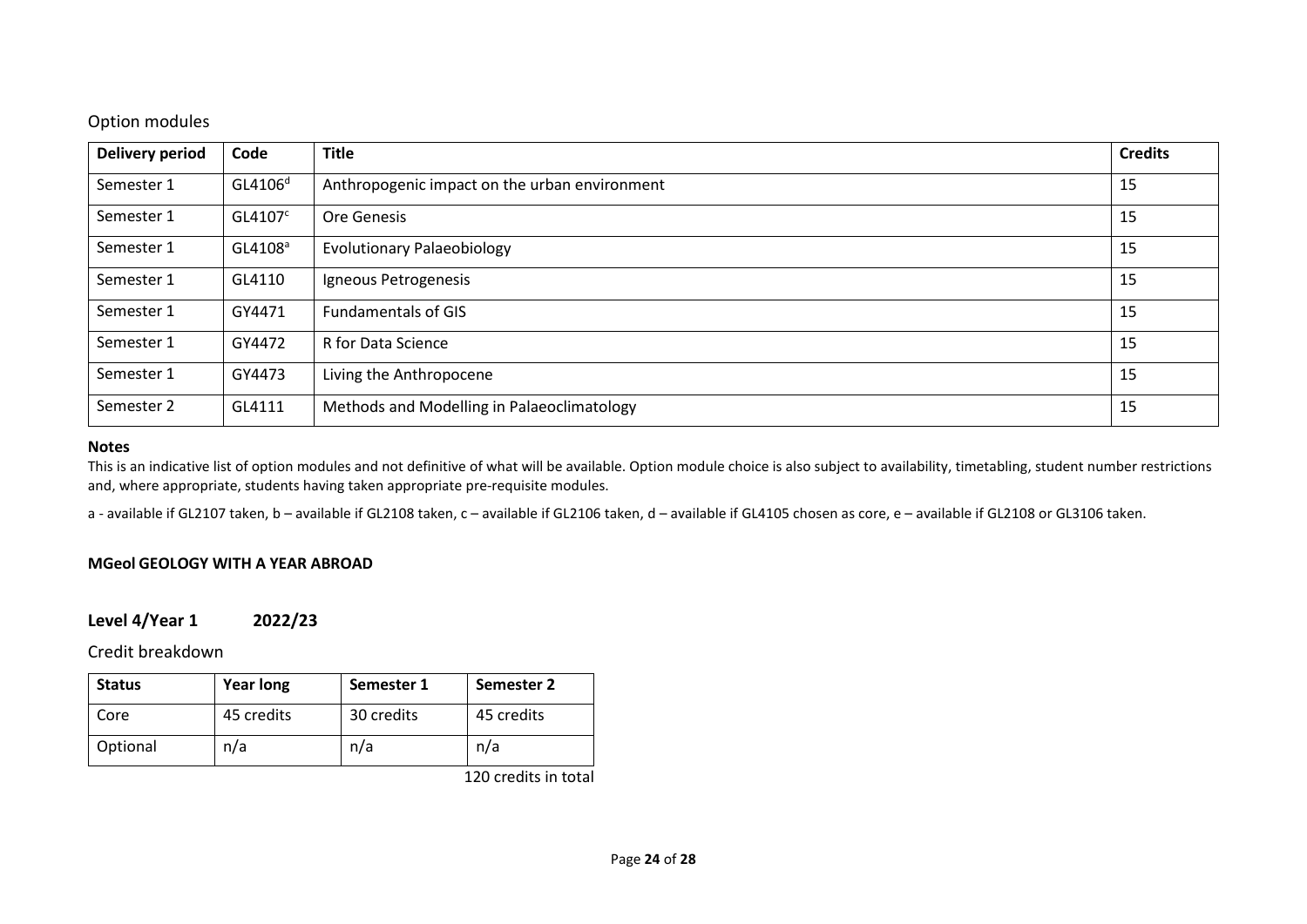## Option modules

| Delivery period | Code | Title | Credits |
|---|---|---|---|
| Semester 1 | GL4106[d] | Anthropogenic impact on the urban environment | 15 |
| Semester 1 | GL4107[c] | Ore Genesis | 15 |
| Semester 1 | GL4108[a] | Evolutionary Palaeobiology | 15 |
| Semester 1 | GL4110 | Igneous Petrogenesis | 15 |
| Semester 1 | GY4471 | Fundamentals of GIS | 15 |
| Semester 1 | GY4472 | R for Data Science | 15 |
| Semester 1 | GY4473 | Living the Anthropocene | 15 |
| Semester 2 | GL4111 | Methods and Modelling in Palaeoclimatology | 15 |

**Notes**

This is an indicative list of option modules and not definitive of what will be available. Option module choice is also subject to availability, timetabling, student number restrictions and, where appropriate, students having taken appropriate pre-requisite modules.

a - available if GL2107 taken, b – available if GL2108 taken, c – available if GL2106 taken, d – available if GL4105 chosen as core, e – available if GL2108 or GL3106 taken.

**MGeol GEOLOGY WITH A YEAR ABROAD**

## Level 4/Year 1 2022/23

### Credit breakdown

| Status | Year long | Semester 1 | Semester 2 |
|---|---|---|---|
| Core | 45 credits | 30 credits | 45 credits |
| Optional | n/a | n/a | n/a |

120 credits in total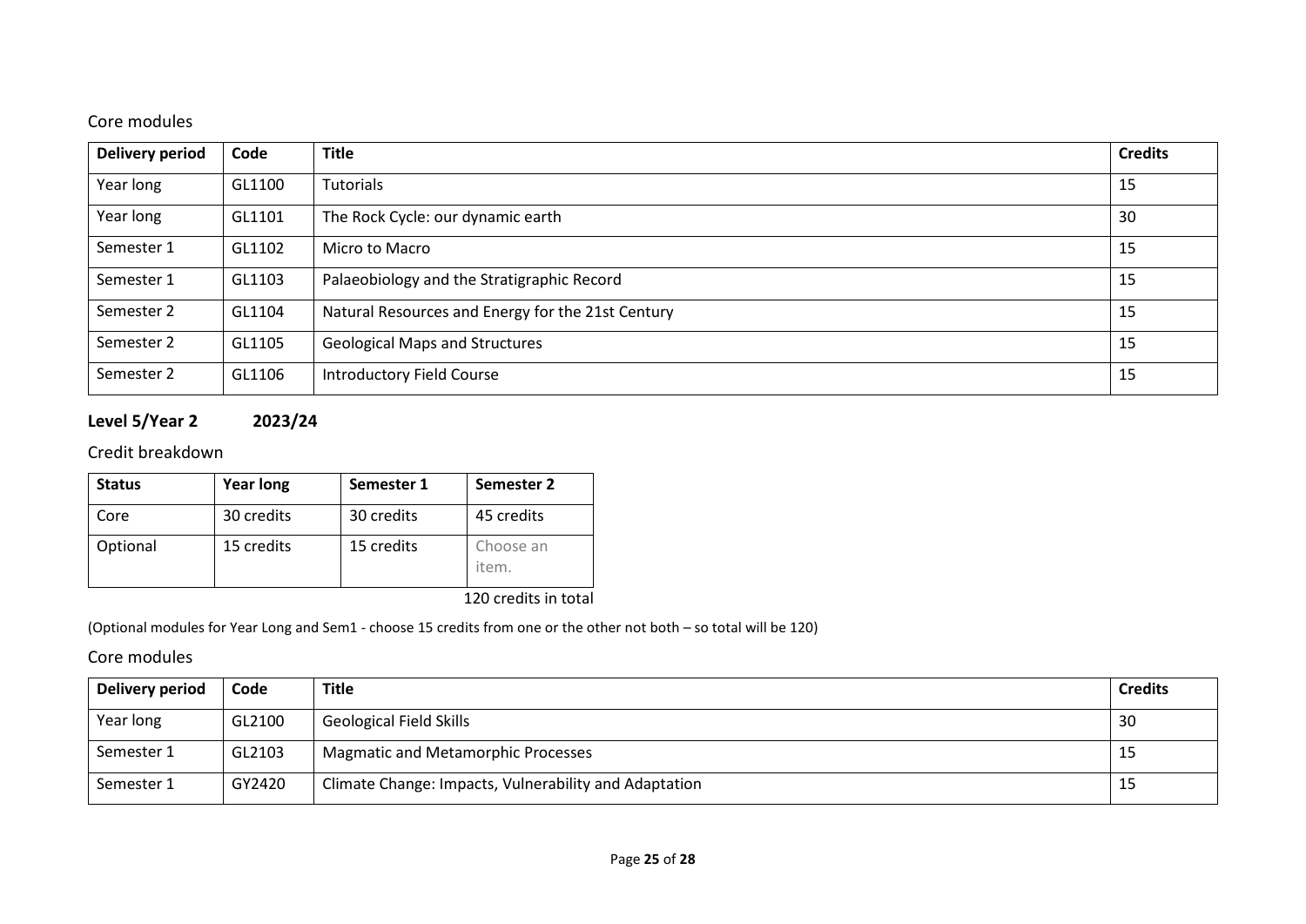Core modules

| Delivery period | Code | Title | Credits |
|---|---|---|---|
| Year long | GL1100 | Tutorials | 15 |
| Year long | GL1101 | The Rock Cycle: our dynamic earth | 30 |
| Semester 1 | GL1102 | Micro to Macro | 15 |
| Semester 1 | GL1103 | Palaeobiology and the Stratigraphic Record | 15 |
| Semester 2 | GL1104 | Natural Resources and Energy for the 21st Century | 15 |
| Semester 2 | GL1105 | Geological Maps and Structures | 15 |
| Semester 2 | GL1106 | Introductory Field Course | 15 |

### Level 5/Year 2 2023/24

Credit breakdown

| Status | Year long | Semester 1 | Semester 2 |
|---|---|---|---|
| Core | 30 credits | 30 credits | 45 credits |
| Optional | 15 credits | 15 credits | Choose an item. |

120 credits in total

(Optional modules for Year Long and Sem1 - choose 15 credits from one or the other not both – so total will be 120)

Core modules

| Delivery period | Code | Title | Credits |
|---|---|---|---|
| Year long | GL2100 | Geological Field Skills | 30 |
| Semester 1 | GL2103 | Magmatic and Metamorphic Processes | 15 |
| Semester 1 | GY2420 | Climate Change: Impacts, Vulnerability and Adaptation | 15 |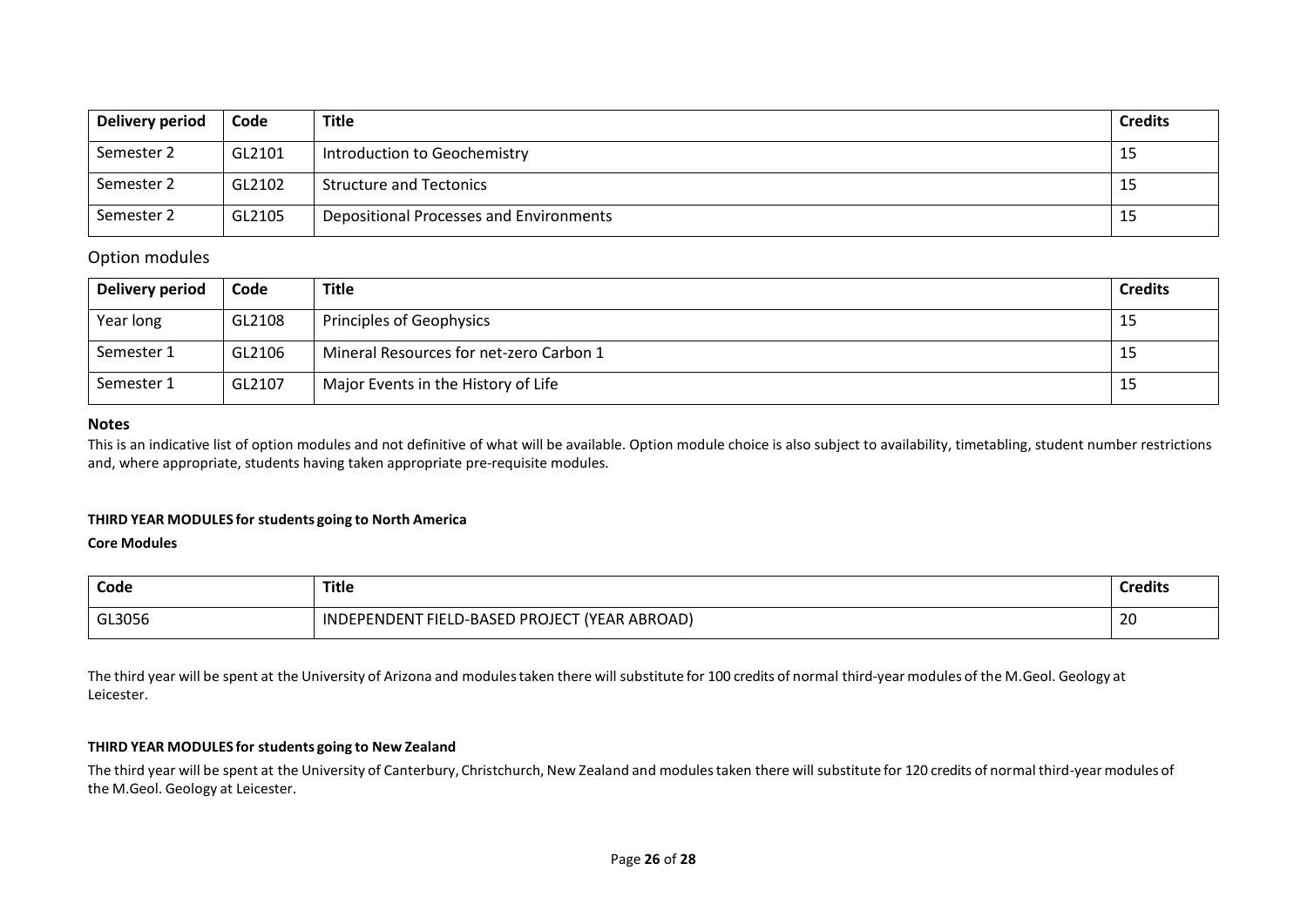| Delivery period | Code | Title | Credits |
|---|---|---|---|
| Semester 2 | GL2101 | Introduction to Geochemistry | 15 |
| Semester 2 | GL2102 | Structure and Tectonics | 15 |
| Semester 2 | GL2105 | Depositional Processes and Environments | 15 |

## Option modules

| Delivery period | Code | Title | Credits |
|---|---|---|---|
| Year long | GL2108 | Principles of Geophysics | 15 |
| Semester 1 | GL2106 | Mineral Resources for net-zero Carbon 1 | 15 |
| Semester 1 | GL2107 | Major Events in the History of Life | 15 |

**Notes**

This is an indicative list of option modules and not definitive of what will be available. Option module choice is also subject to availability, timetabling, student number restrictions and, where appropriate, students having taken appropriate pre-requisite modules.

**THIRD YEAR MODULES for students going to North America**

**Core Modules**

| Code | Title | Credits |
|---|---|---|
| GL3056 | INDEPENDENT FIELD-BASED PROJECT (YEAR ABROAD) | 20 |

The third year will be spent at the University of Arizona and modules taken there will substitute for 100 credits of normal third-year modules of the M.Geol. Geology at Leicester.

**THIRD YEAR MODULES for students going to New Zealand**

The third year will be spent at the University of Canterbury, Christchurch, New Zealand and modules taken there will substitute for 120 credits of normal third-year modules of the M.Geol. Geology at Leicester.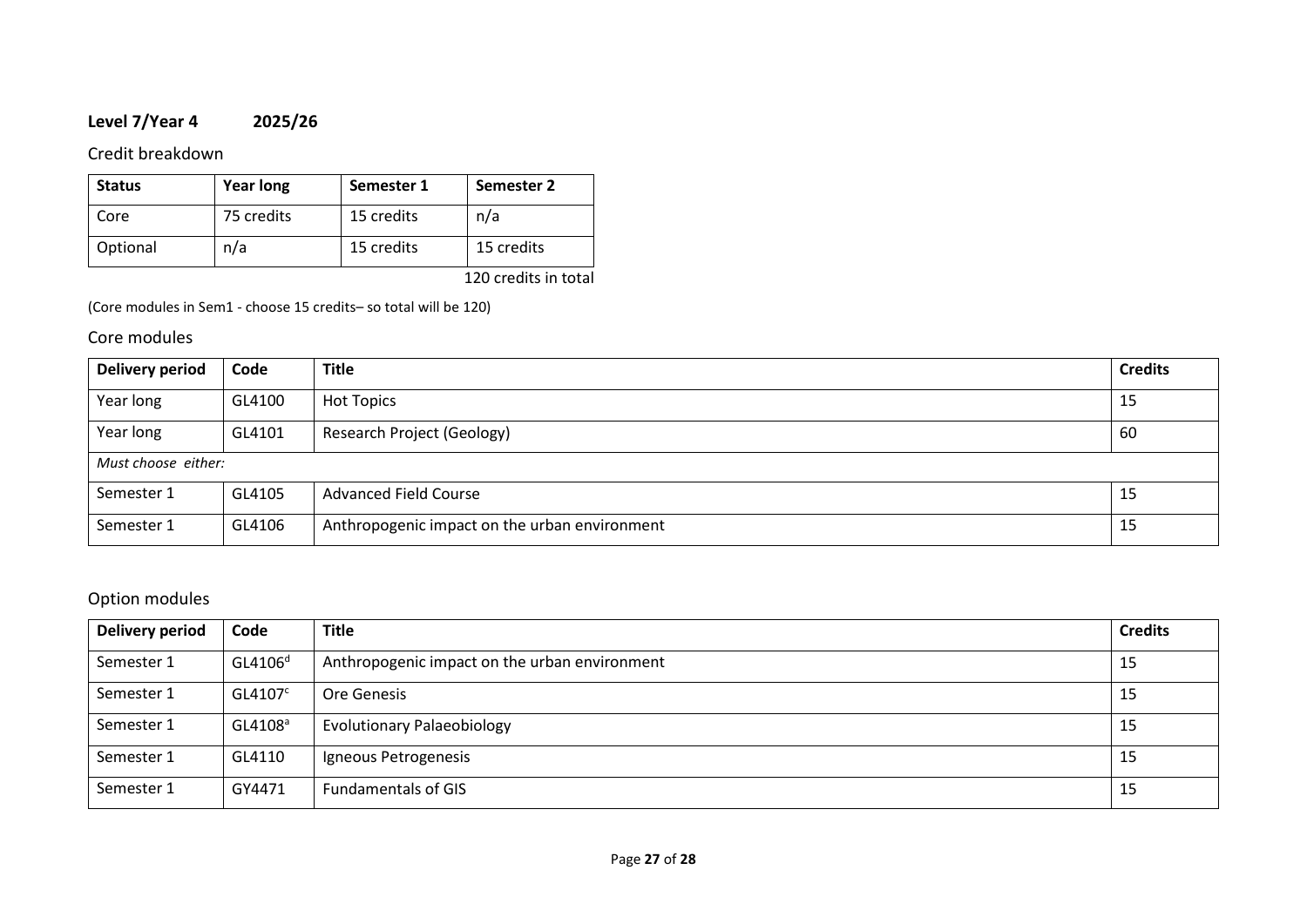**Level 7/Year 4 2025/26**

Credit breakdown

| Status | Year long | Semester 1 | Semester 2 |
|---|---|---|---|
| Core | 75 credits | 15 credits | n/a |
| Optional | n/a | 15 credits | 15 credits |

120 credits in total

(Core modules in Sem1 - choose 15 credits– so total will be 120)

Core modules

| Delivery period | Code | Title | Credits |
|---|---|---|---|
| Year long | GL4100 | Hot Topics | 15 |
| Year long | GL4101 | Research Project (Geology) | 60 |
| *Must choose either:* | | | |
| Semester 1 | GL4105 | Advanced Field Course | 15 |
| Semester 1 | GL4106 | Anthropogenic impact on the urban environment | 15 |

Option modules

| Delivery period | Code | Title | Credits |
|---|---|---|---|
| Semester 1 | GL4106[d] | Anthropogenic impact on the urban environment | 15 |
| Semester 1 | GL4107[c] | Ore Genesis | 15 |
| Semester 1 | GL4108[a] | Evolutionary Palaeobiology | 15 |
| Semester 1 | GL4110 | Igneous Petrogenesis | 15 |
| Semester 1 | GY4471 | Fundamentals of GIS | 15 |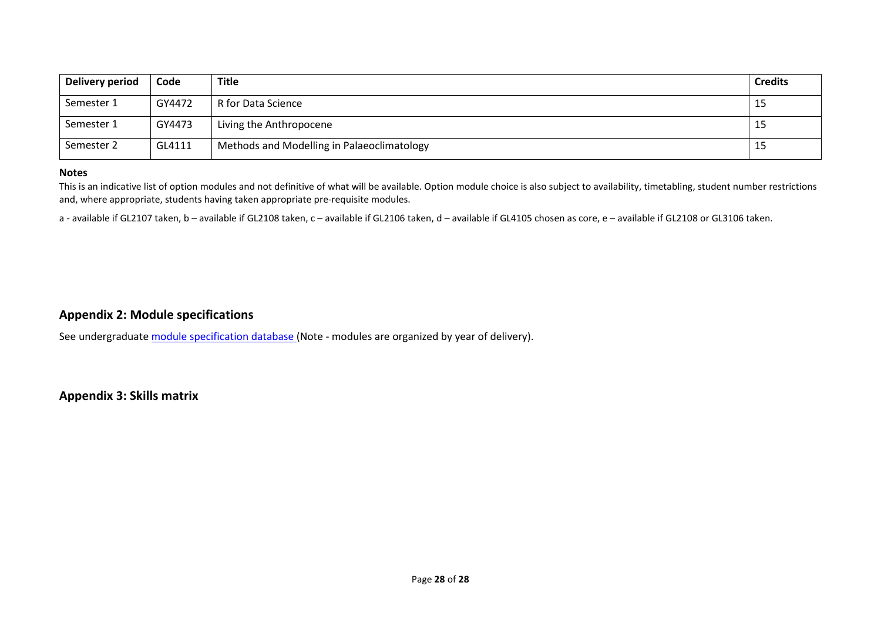| Delivery period | Code | Title | Credits |
|---|---|---|---|
| Semester 1 | GY4472 | R for Data Science | 15 |
| Semester 1 | GY4473 | Living the Anthropocene | 15 |
| Semester 2 | GL4111 | Methods and Modelling in Palaeoclimatology | 15 |

**Notes**

This is an indicative list of option modules and not definitive of what will be available. Option module choice is also subject to availability, timetabling, student number restrictions and, where appropriate, students having taken appropriate pre-requisite modules.

a - available if GL2107 taken, b – available if GL2108 taken, c – available if GL2106 taken, d – available if GL4105 chosen as core, e – available if GL2108 or GL3106 taken.

## Appendix 2: Module specifications

See undergraduate module specification database (Note - modules are organized by year of delivery).

## Appendix 3: Skills matrix